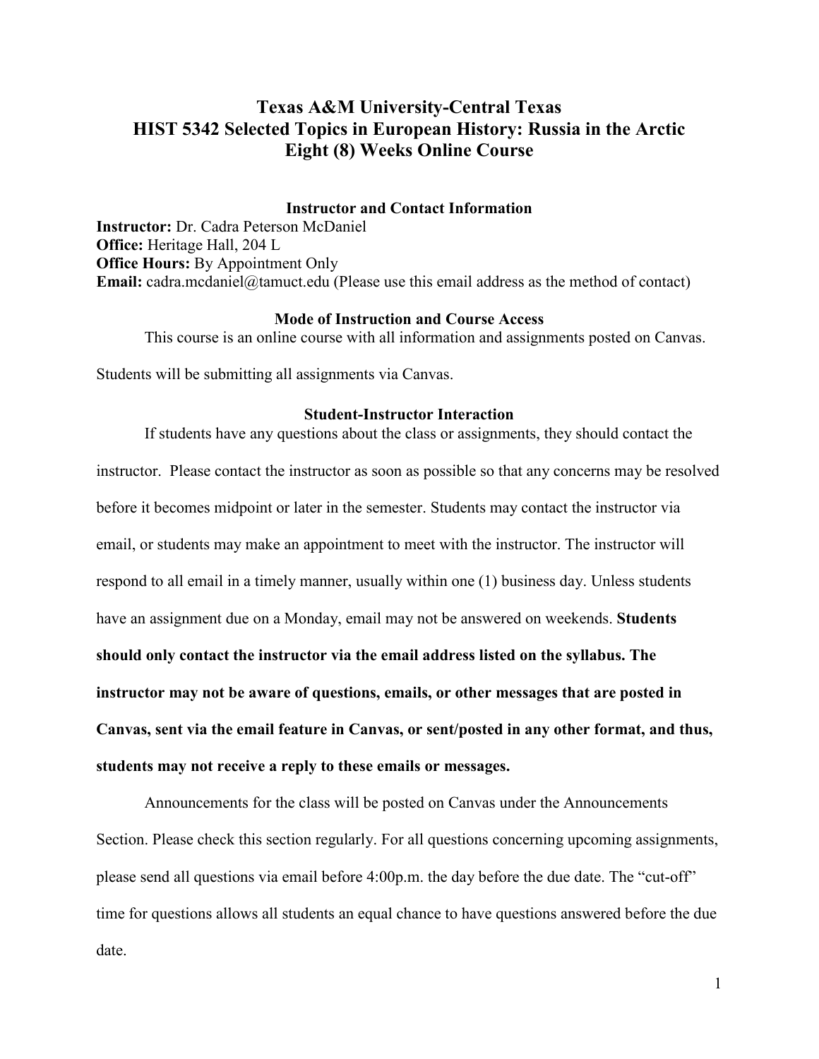# Texas A&M University-Central Texas
# HIST 5342 Selected Topics in European History: Russia in the Arctic
# Eight (8) Weeks Online Course

## Instructor and Contact Information

**Instructor:** Dr. Cadra Peterson McDaniel
**Office:** Heritage Hall, 204 L
**Office Hours:** By Appointment Only
**Email:** cadra.mcdaniel@tamuct.edu (Please use this email address as the method of contact)

## Mode of Instruction and Course Access

This course is an online course with all information and assignments posted on Canvas. Students will be submitting all assignments via Canvas.

## Student-Instructor Interaction

If students have any questions about the class or assignments, they should contact the instructor. Please contact the instructor as soon as possible so that any concerns may be resolved before it becomes midpoint or later in the semester. Students may contact the instructor via email, or students may make an appointment to meet with the instructor. The instructor will respond to all email in a timely manner, usually within one (1) business day. Unless students have an assignment due on a Monday, email may not be answered on weekends. **Students should only contact the instructor via the email address listed on the syllabus. The instructor may not be aware of questions, emails, or other messages that are posted in Canvas, sent via the email feature in Canvas, or sent/posted in any other format, and thus, students may not receive a reply to these emails or messages.**

Announcements for the class will be posted on Canvas under the Announcements Section. Please check this section regularly. For all questions concerning upcoming assignments, please send all questions via email before 4:00p.m. the day before the due date. The "cut-off" time for questions allows all students an equal chance to have questions answered before the due date.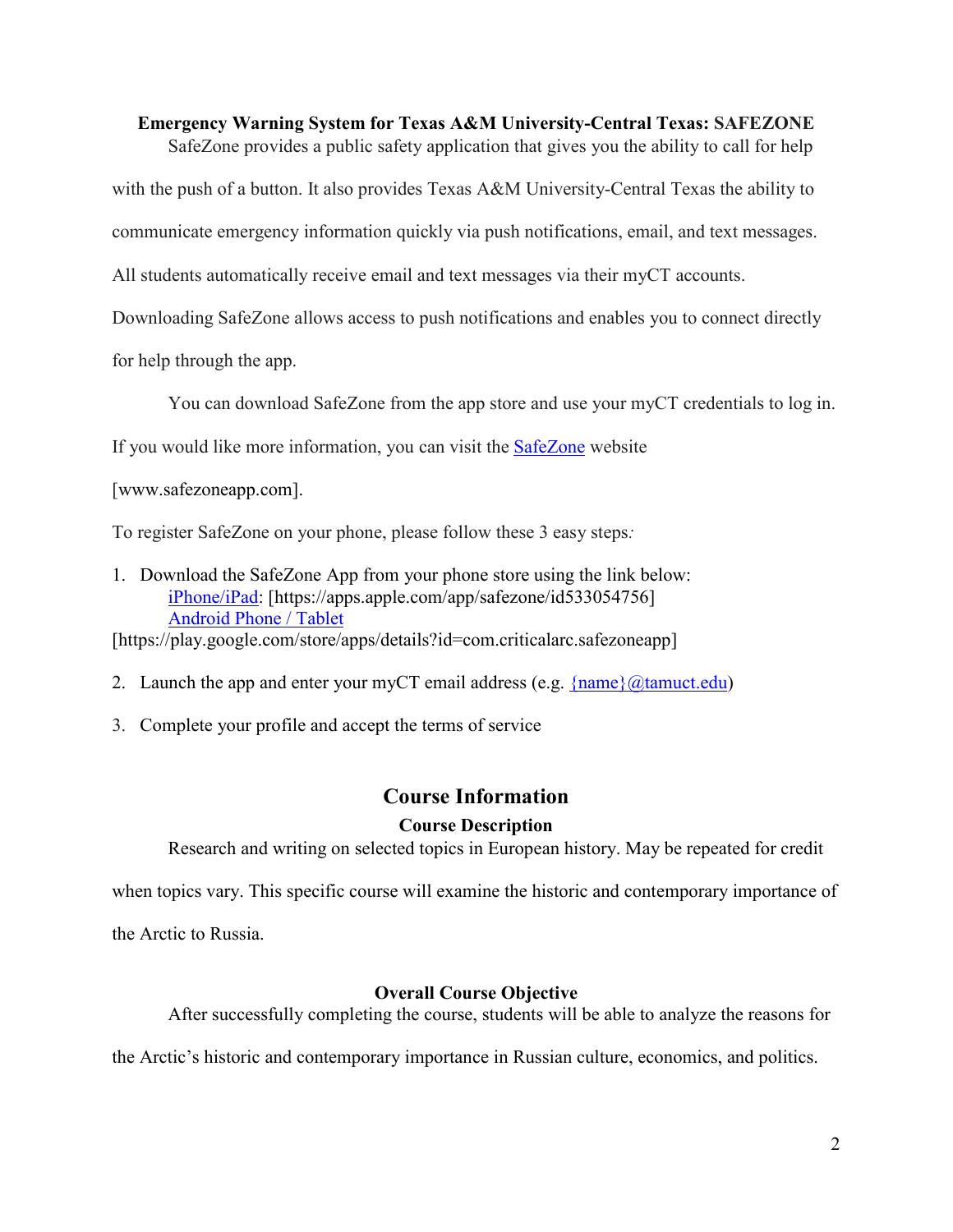**Emergency Warning System for Texas A&M University-Central Texas: SAFEZONE**

SafeZone provides a public safety application that gives you the ability to call for help with the push of a button. It also provides Texas A&M University-Central Texas the ability to communicate emergency information quickly via push notifications, email, and text messages. All students automatically receive email and text messages via their myCT accounts. Downloading SafeZone allows access to push notifications and enables you to connect directly for help through the app.

You can download SafeZone from the app store and use your myCT credentials to log in. If you would like more information, you can visit the SafeZone website [www.safezoneapp.com].

To register SafeZone on your phone, please follow these 3 easy steps*:*

1. Download the SafeZone App from your phone store using the link below:
   iPhone/iPad: [https://apps.apple.com/app/safezone/id533054756]
   Android Phone / Tablet [https://play.google.com/store/apps/details?id=com.criticalarc.safezoneapp]
2. Launch the app and enter your myCT email address (e.g. {name}@tamuct.edu)
3. Complete your profile and accept the terms of service

## Course Information

### Course Description

Research and writing on selected topics in European history. May be repeated for credit when topics vary. This specific course will examine the historic and contemporary importance of the Arctic to Russia.

### Overall Course Objective

After successfully completing the course, students will be able to analyze the reasons for the Arctic's historic and contemporary importance in Russian culture, economics, and politics.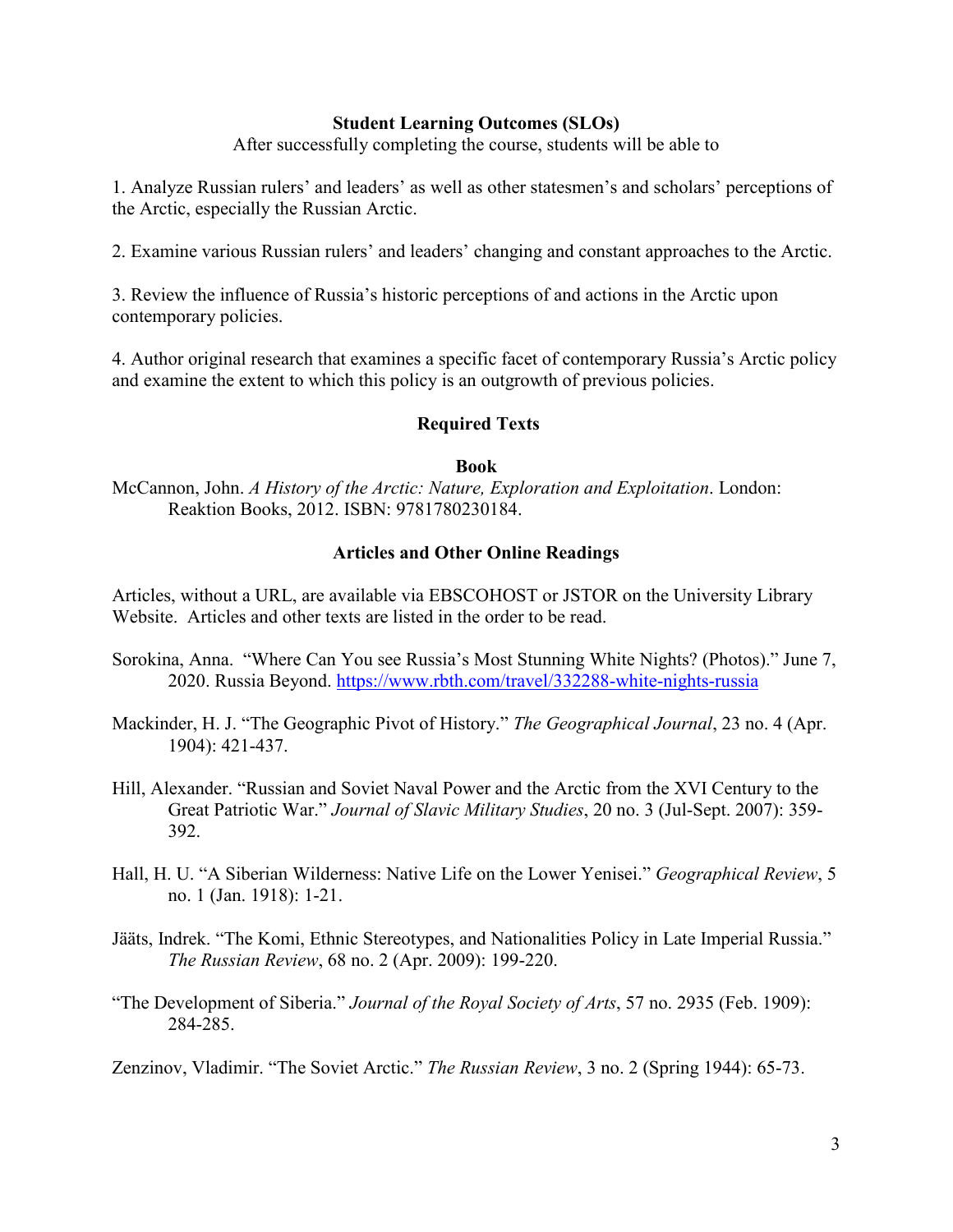## Student Learning Outcomes (SLOs)

After successfully completing the course, students will be able to

1. Analyze Russian rulers' and leaders' as well as other statesmen's and scholars' perceptions of the Arctic, especially the Russian Arctic.

2. Examine various Russian rulers' and leaders' changing and constant approaches to the Arctic.

3. Review the influence of Russia's historic perceptions of and actions in the Arctic upon contemporary policies.

4. Author original research that examines a specific facet of contemporary Russia's Arctic policy and examine the extent to which this policy is an outgrowth of previous policies.

## Required Texts

### Book

McCannon, John. *A History of the Arctic: Nature, Exploration and Exploitation*. London: Reaktion Books, 2012. ISBN: 9781780230184.

### Articles and Other Online Readings

Articles, without a URL, are available via EBSCOHOST or JSTOR on the University Library Website. Articles and other texts are listed in the order to be read.

Sorokina, Anna. "Where Can You see Russia's Most Stunning White Nights? (Photos)." June 7, 2020. Russia Beyond. https://www.rbth.com/travel/332288-white-nights-russia

Mackinder, H. J. "The Geographic Pivot of History." *The Geographical Journal*, 23 no. 4 (Apr. 1904): 421-437.

Hill, Alexander. "Russian and Soviet Naval Power and the Arctic from the XVI Century to the Great Patriotic War." *Journal of Slavic Military Studies*, 20 no. 3 (Jul-Sept. 2007): 359-392.

Hall, H. U. "A Siberian Wilderness: Native Life on the Lower Yenisei." *Geographical Review*, 5 no. 1 (Jan. 1918): 1-21.

Jääts, Indrek. "The Komi, Ethnic Stereotypes, and Nationalities Policy in Late Imperial Russia." *The Russian Review*, 68 no. 2 (Apr. 2009): 199-220.

"The Development of Siberia." *Journal of the Royal Society of Arts*, 57 no. 2935 (Feb. 1909): 284-285.

Zenzinov, Vladimir. "The Soviet Arctic." *The Russian Review*, 3 no. 2 (Spring 1944): 65-73.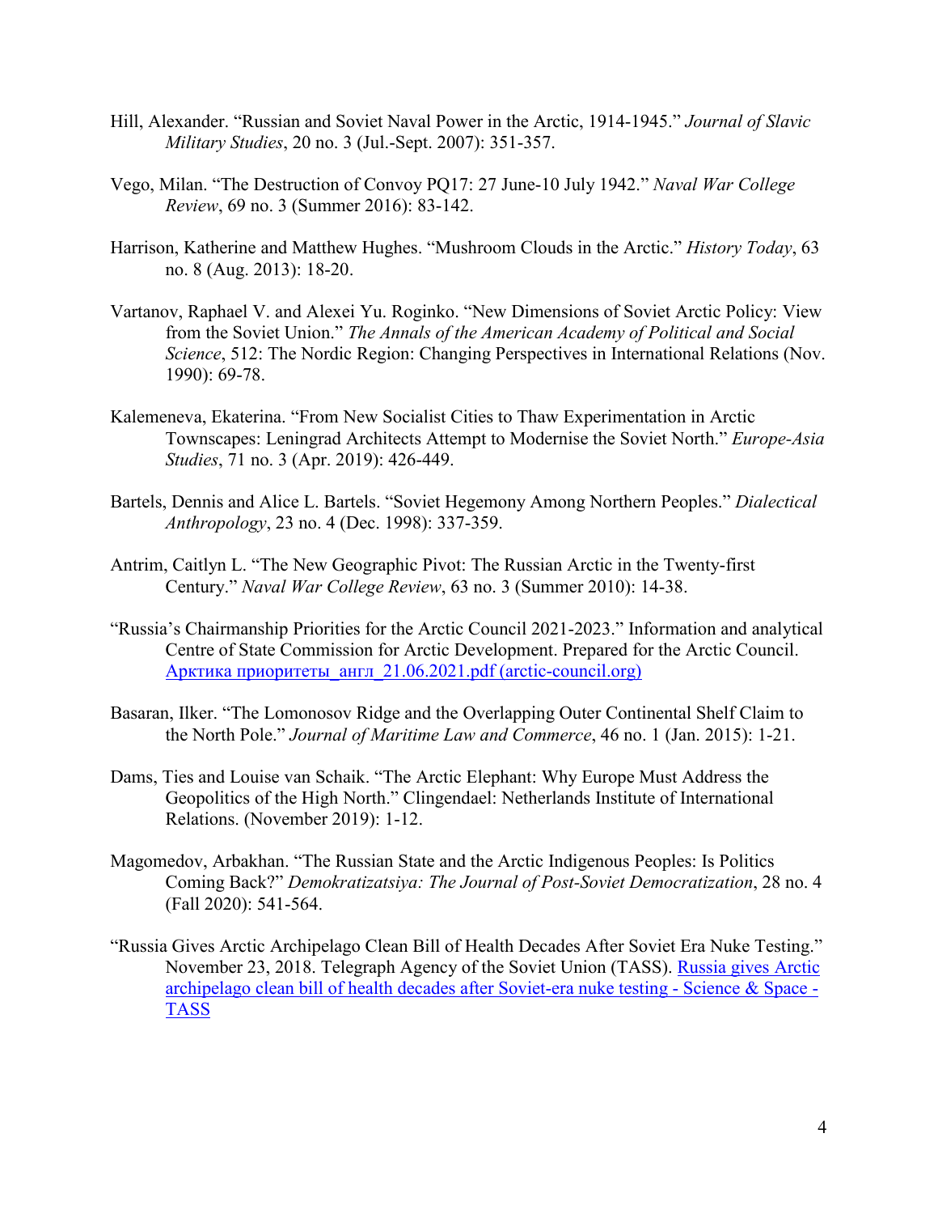Hill, Alexander. "Russian and Soviet Naval Power in the Arctic, 1914-1945." *Journal of Slavic Military Studies*, 20 no. 3 (Jul.-Sept. 2007): 351-357.

Vego, Milan. "The Destruction of Convoy PQ17: 27 June-10 July 1942." *Naval War College Review*, 69 no. 3 (Summer 2016): 83-142.

Harrison, Katherine and Matthew Hughes. "Mushroom Clouds in the Arctic." *History Today*, 63 no. 8 (Aug. 2013): 18-20.

Vartanov, Raphael V. and Alexei Yu. Roginko. "New Dimensions of Soviet Arctic Policy: View from the Soviet Union." *The Annals of the American Academy of Political and Social Science*, 512: The Nordic Region: Changing Perspectives in International Relations (Nov. 1990): 69-78.

Kalemeneva, Ekaterina. "From New Socialist Cities to Thaw Experimentation in Arctic Townscapes: Leningrad Architects Attempt to Modernise the Soviet North." *Europe-Asia Studies*, 71 no. 3 (Apr. 2019): 426-449.

Bartels, Dennis and Alice L. Bartels. "Soviet Hegemony Among Northern Peoples." *Dialectical Anthropology*, 23 no. 4 (Dec. 1998): 337-359.

Antrim, Caitlyn L. "The New Geographic Pivot: The Russian Arctic in the Twenty-first Century." *Naval War College Review*, 63 no. 3 (Summer 2010): 14-38.

"Russia's Chairmanship Priorities for the Arctic Council 2021-2023." Information and analytical Centre of State Commission for Arctic Development. Prepared for the Arctic Council. [Арктика приоритеты_англ_21.06.2021.pdf (arctic-council.org)]

Basaran, Ilker. "The Lomonosov Ridge and the Overlapping Outer Continental Shelf Claim to the North Pole." *Journal of Maritime Law and Commerce*, 46 no. 1 (Jan. 2015): 1-21.

Dams, Ties and Louise van Schaik. "The Arctic Elephant: Why Europe Must Address the Geopolitics of the High North." Clingendael: Netherlands Institute of International Relations. (November 2019): 1-12.

Magomedov, Arbakhan. "The Russian State and the Arctic Indigenous Peoples: Is Politics Coming Back?" *Demokratizatsiya: The Journal of Post-Soviet Democratization*, 28 no. 4 (Fall 2020): 541-564.

"Russia Gives Arctic Archipelago Clean Bill of Health Decades After Soviet Era Nuke Testing." November 23, 2018. Telegraph Agency of the Soviet Union (TASS). [Russia gives Arctic archipelago clean bill of health decades after Soviet-era nuke testing - Science & Space - TASS]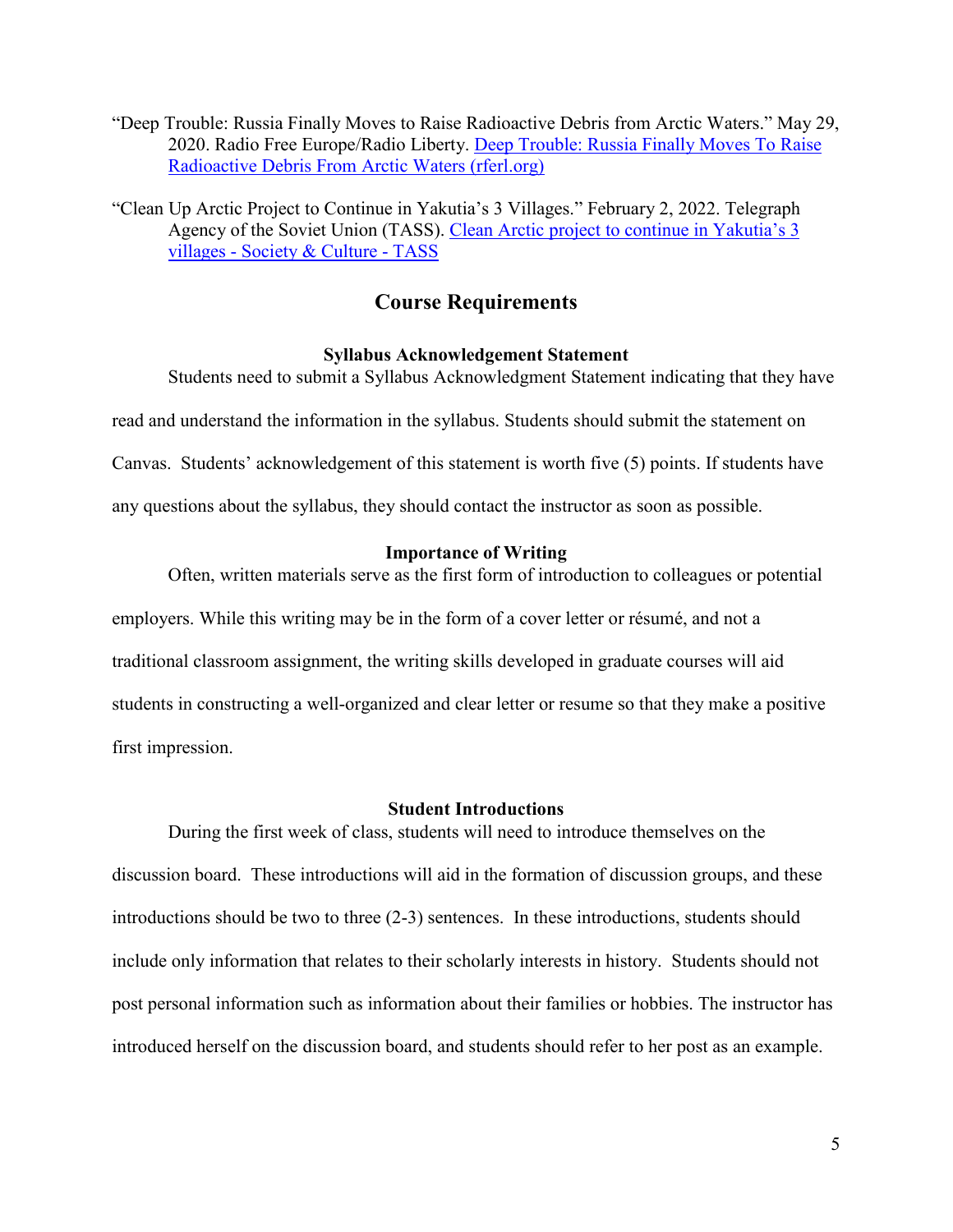"Deep Trouble: Russia Finally Moves to Raise Radioactive Debris from Arctic Waters." May 29, 2020. Radio Free Europe/Radio Liberty. [Deep Trouble: Russia Finally Moves To Raise Radioactive Debris From Arctic Waters (rferl.org)]

"Clean Up Arctic Project to Continue in Yakutia's 3 Villages." February 2, 2022. Telegraph Agency of the Soviet Union (TASS). [Clean Arctic project to continue in Yakutia's 3 villages - Society & Culture - TASS]

## Course Requirements

### Syllabus Acknowledgement Statement

Students need to submit a Syllabus Acknowledgment Statement indicating that they have read and understand the information in the syllabus. Students should submit the statement on Canvas. Students' acknowledgement of this statement is worth five (5) points. If students have any questions about the syllabus, they should contact the instructor as soon as possible.

### Importance of Writing

Often, written materials serve as the first form of introduction to colleagues or potential employers. While this writing may be in the form of a cover letter or résumé, and not a traditional classroom assignment, the writing skills developed in graduate courses will aid students in constructing a well-organized and clear letter or resume so that they make a positive first impression.

### Student Introductions

During the first week of class, students will need to introduce themselves on the discussion board. These introductions will aid in the formation of discussion groups, and these introductions should be two to three (2-3) sentences. In these introductions, students should include only information that relates to their scholarly interests in history. Students should not post personal information such as information about their families or hobbies. The instructor has introduced herself on the discussion board, and students should refer to her post as an example.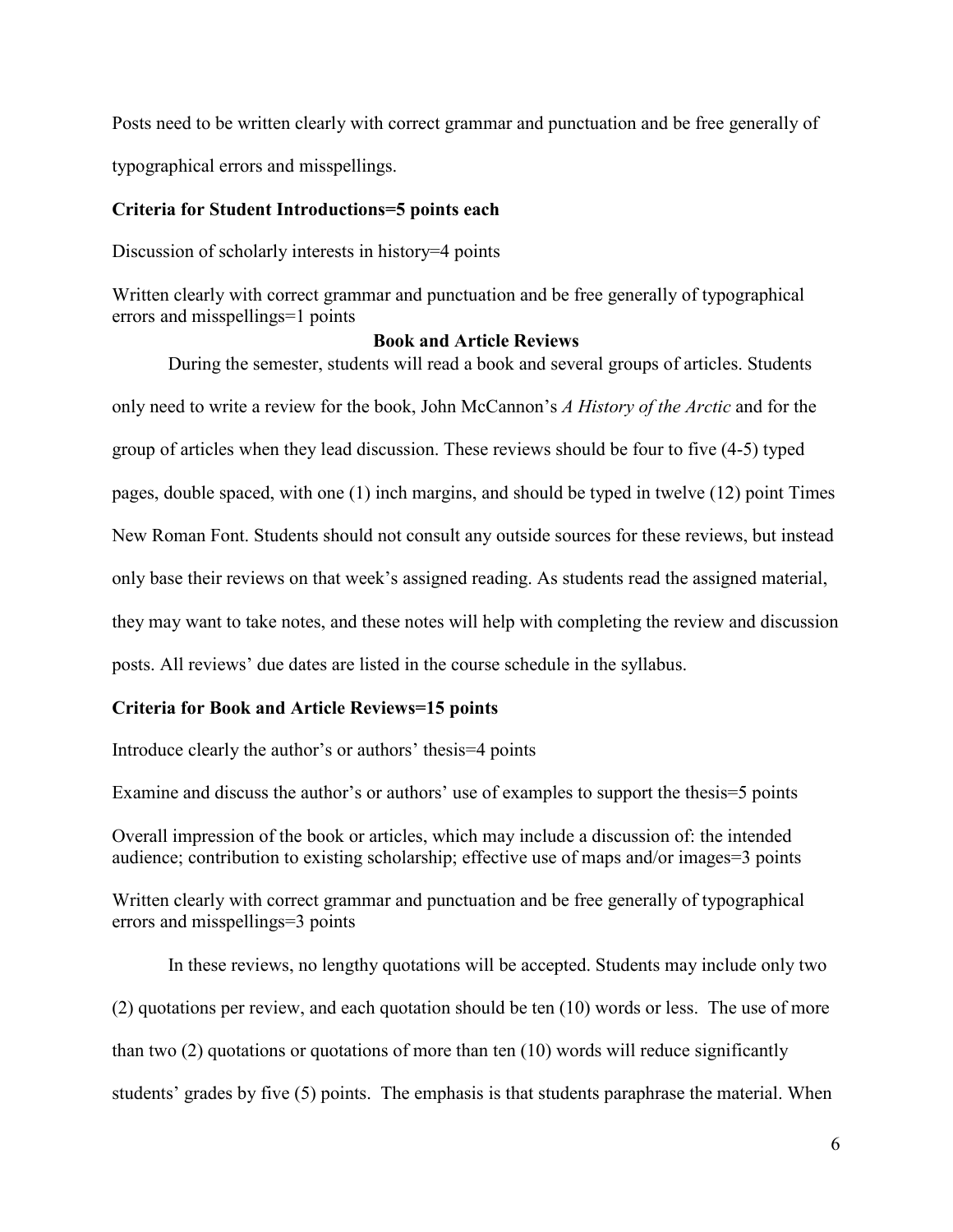Posts need to be written clearly with correct grammar and punctuation and be free generally of typographical errors and misspellings.

**Criteria for Student Introductions=5 points each**

Discussion of scholarly interests in history=4 points

Written clearly with correct grammar and punctuation and be free generally of typographical errors and misspellings=1 points

## Book and Article Reviews

During the semester, students will read a book and several groups of articles. Students only need to write a review for the book, John McCannon's *A History of the Arctic* and for the group of articles when they lead discussion. These reviews should be four to five (4-5) typed pages, double spaced, with one (1) inch margins, and should be typed in twelve (12) point Times New Roman Font. Students should not consult any outside sources for these reviews, but instead only base their reviews on that week's assigned reading. As students read the assigned material, they may want to take notes, and these notes will help with completing the review and discussion posts. All reviews' due dates are listed in the course schedule in the syllabus.

**Criteria for Book and Article Reviews=15 points**

Introduce clearly the author's or authors' thesis=4 points

Examine and discuss the author's or authors' use of examples to support the thesis=5 points

Overall impression of the book or articles, which may include a discussion of: the intended audience; contribution to existing scholarship; effective use of maps and/or images=3 points

Written clearly with correct grammar and punctuation and be free generally of typographical errors and misspellings=3 points

In these reviews, no lengthy quotations will be accepted. Students may include only two (2) quotations per review, and each quotation should be ten (10) words or less. The use of more than two (2) quotations or quotations of more than ten (10) words will reduce significantly students' grades by five (5) points. The emphasis is that students paraphrase the material. When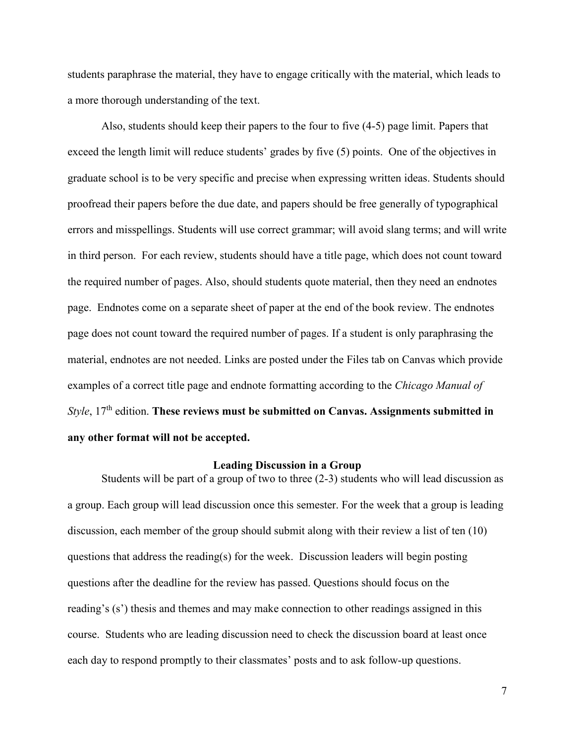students paraphrase the material, they have to engage critically with the material, which leads to a more thorough understanding of the text.

Also, students should keep their papers to the four to five (4-5) page limit. Papers that exceed the length limit will reduce students' grades by five (5) points. One of the objectives in graduate school is to be very specific and precise when expressing written ideas. Students should proofread their papers before the due date, and papers should be free generally of typographical errors and misspellings. Students will use correct grammar; will avoid slang terms; and will write in third person. For each review, students should have a title page, which does not count toward the required number of pages. Also, should students quote material, then they need an endnotes page. Endnotes come on a separate sheet of paper at the end of the book review. The endnotes page does not count toward the required number of pages. If a student is only paraphrasing the material, endnotes are not needed. Links are posted under the Files tab on Canvas which provide examples of a correct title page and endnote formatting according to the *Chicago Manual of Style*, 17th edition. **These reviews must be submitted on Canvas. Assignments submitted in any other format will not be accepted.**

### Leading Discussion in a Group

Students will be part of a group of two to three (2-3) students who will lead discussion as a group. Each group will lead discussion once this semester. For the week that a group is leading discussion, each member of the group should submit along with their review a list of ten (10) questions that address the reading(s) for the week. Discussion leaders will begin posting questions after the deadline for the review has passed. Questions should focus on the reading's (s') thesis and themes and may make connection to other readings assigned in this course. Students who are leading discussion need to check the discussion board at least once each day to respond promptly to their classmates' posts and to ask follow-up questions.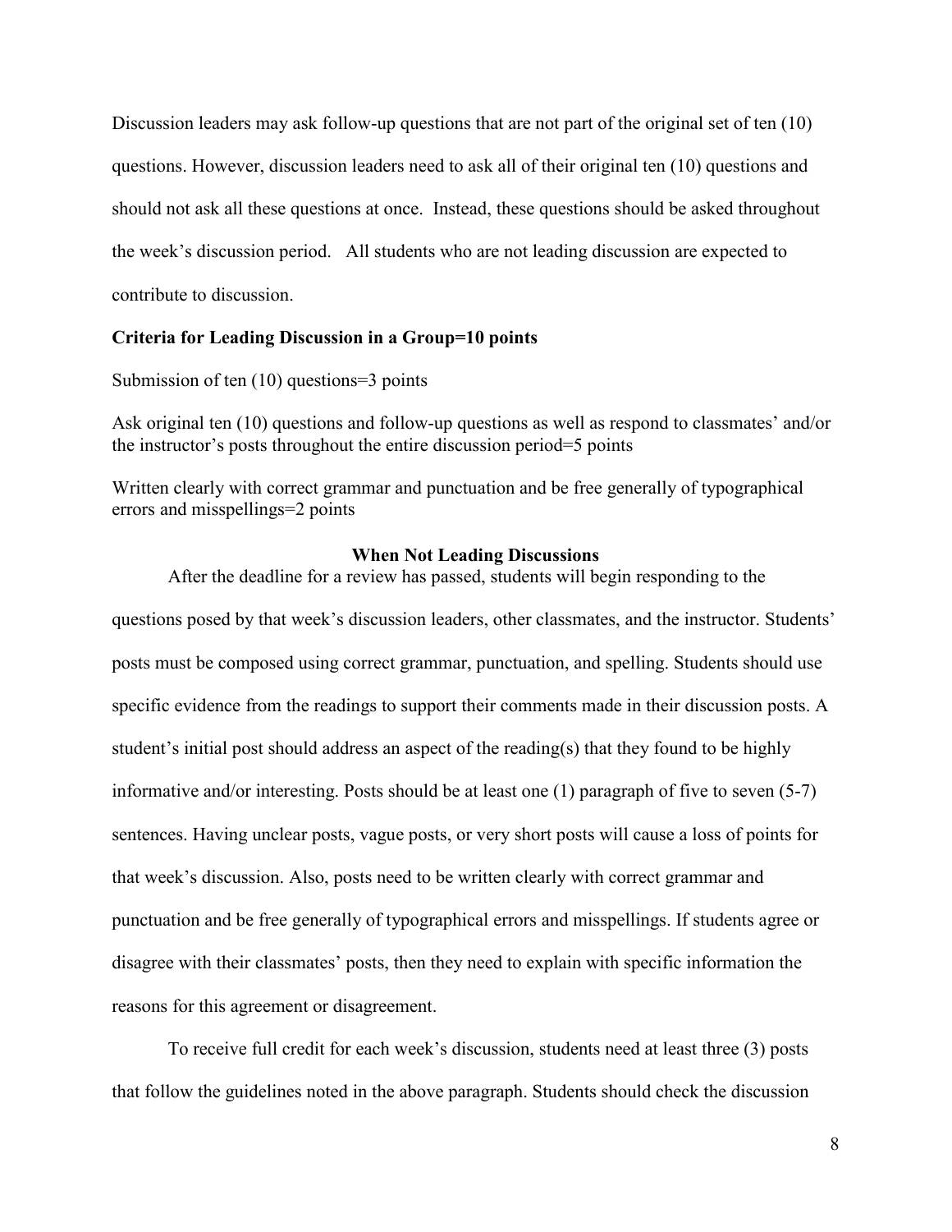Discussion leaders may ask follow-up questions that are not part of the original set of ten (10) questions. However, discussion leaders need to ask all of their original ten (10) questions and should not ask all these questions at once. Instead, these questions should be asked throughout the week's discussion period. All students who are not leading discussion are expected to contribute to discussion.

**Criteria for Leading Discussion in a Group=10 points**

Submission of ten (10) questions=3 points

Ask original ten (10) questions and follow-up questions as well as respond to classmates' and/or the instructor's posts throughout the entire discussion period=5 points

Written clearly with correct grammar and punctuation and be free generally of typographical errors and misspellings=2 points

## When Not Leading Discussions

After the deadline for a review has passed, students will begin responding to the questions posed by that week's discussion leaders, other classmates, and the instructor. Students' posts must be composed using correct grammar, punctuation, and spelling. Students should use specific evidence from the readings to support their comments made in their discussion posts. A student's initial post should address an aspect of the reading(s) that they found to be highly informative and/or interesting. Posts should be at least one (1) paragraph of five to seven (5-7) sentences. Having unclear posts, vague posts, or very short posts will cause a loss of points for that week's discussion. Also, posts need to be written clearly with correct grammar and punctuation and be free generally of typographical errors and misspellings. If students agree or disagree with their classmates' posts, then they need to explain with specific information the reasons for this agreement or disagreement.

To receive full credit for each week's discussion, students need at least three (3) posts that follow the guidelines noted in the above paragraph. Students should check the discussion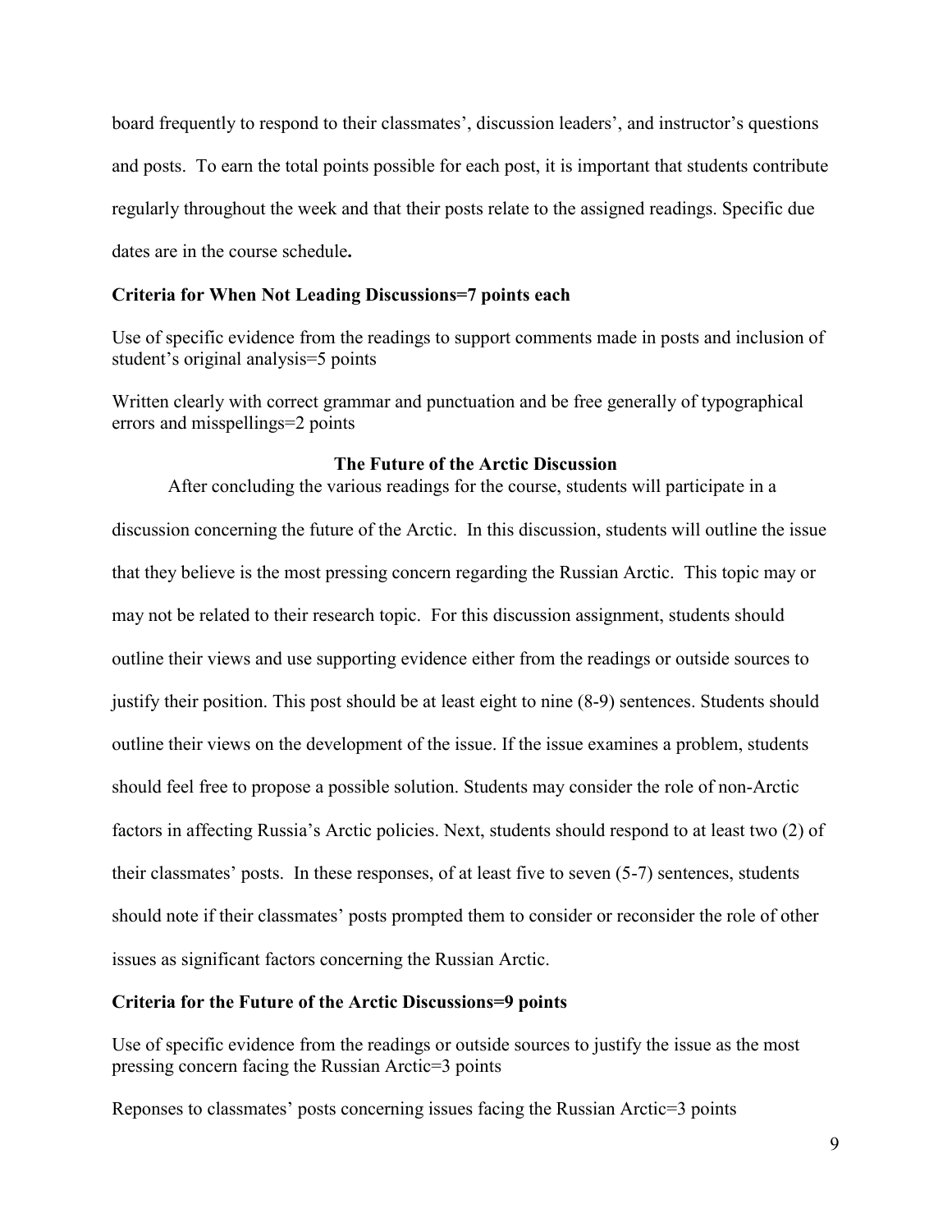board frequently to respond to their classmates', discussion leaders', and instructor's questions and posts. To earn the total points possible for each post, it is important that students contribute regularly throughout the week and that their posts relate to the assigned readings. Specific due dates are in the course schedule**.**

**Criteria for When Not Leading Discussions=7 points each**

Use of specific evidence from the readings to support comments made in posts and inclusion of student's original analysis=5 points

Written clearly with correct grammar and punctuation and be free generally of typographical errors and misspellings=2 points

### The Future of the Arctic Discussion

After concluding the various readings for the course, students will participate in a discussion concerning the future of the Arctic. In this discussion, students will outline the issue that they believe is the most pressing concern regarding the Russian Arctic. This topic may or may not be related to their research topic. For this discussion assignment, students should outline their views and use supporting evidence either from the readings or outside sources to justify their position. This post should be at least eight to nine (8-9) sentences. Students should outline their views on the development of the issue. If the issue examines a problem, students should feel free to propose a possible solution. Students may consider the role of non-Arctic factors in affecting Russia's Arctic policies. Next, students should respond to at least two (2) of their classmates' posts. In these responses, of at least five to seven (5-7) sentences, students should note if their classmates' posts prompted them to consider or reconsider the role of other issues as significant factors concerning the Russian Arctic.

**Criteria for the Future of the Arctic Discussions=9 points**

Use of specific evidence from the readings or outside sources to justify the issue as the most pressing concern facing the Russian Arctic=3 points

Reponses to classmates' posts concerning issues facing the Russian Arctic=3 points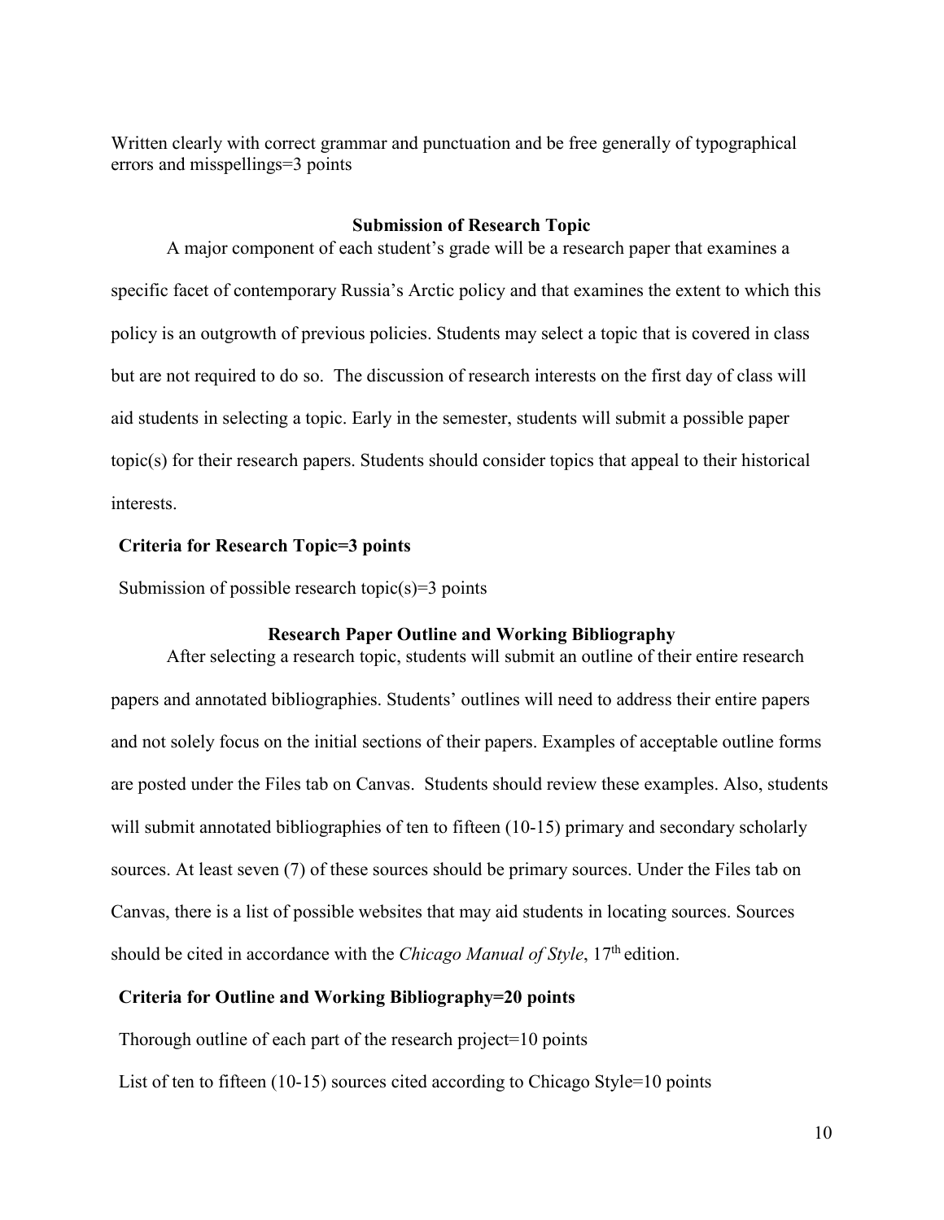Written clearly with correct grammar and punctuation and be free generally of typographical errors and misspellings=3 points

### Submission of Research Topic

A major component of each student's grade will be a research paper that examines a specific facet of contemporary Russia's Arctic policy and that examines the extent to which this policy is an outgrowth of previous policies. Students may select a topic that is covered in class but are not required to do so. The discussion of research interests on the first day of class will aid students in selecting a topic. Early in the semester, students will submit a possible paper topic(s) for their research papers. Students should consider topics that appeal to their historical interests.

**Criteria for Research Topic=3 points**

Submission of possible research topic(s)=3 points

### Research Paper Outline and Working Bibliography

After selecting a research topic, students will submit an outline of their entire research papers and annotated bibliographies. Students' outlines will need to address their entire papers and not solely focus on the initial sections of their papers. Examples of acceptable outline forms are posted under the Files tab on Canvas. Students should review these examples. Also, students will submit annotated bibliographies of ten to fifteen (10-15) primary and secondary scholarly sources. At least seven (7) of these sources should be primary sources. Under the Files tab on Canvas, there is a list of possible websites that may aid students in locating sources. Sources should be cited in accordance with the *Chicago Manual of Style*, 17th edition.

**Criteria for Outline and Working Bibliography=20 points**

Thorough outline of each part of the research project=10 points

List of ten to fifteen (10-15) sources cited according to Chicago Style=10 points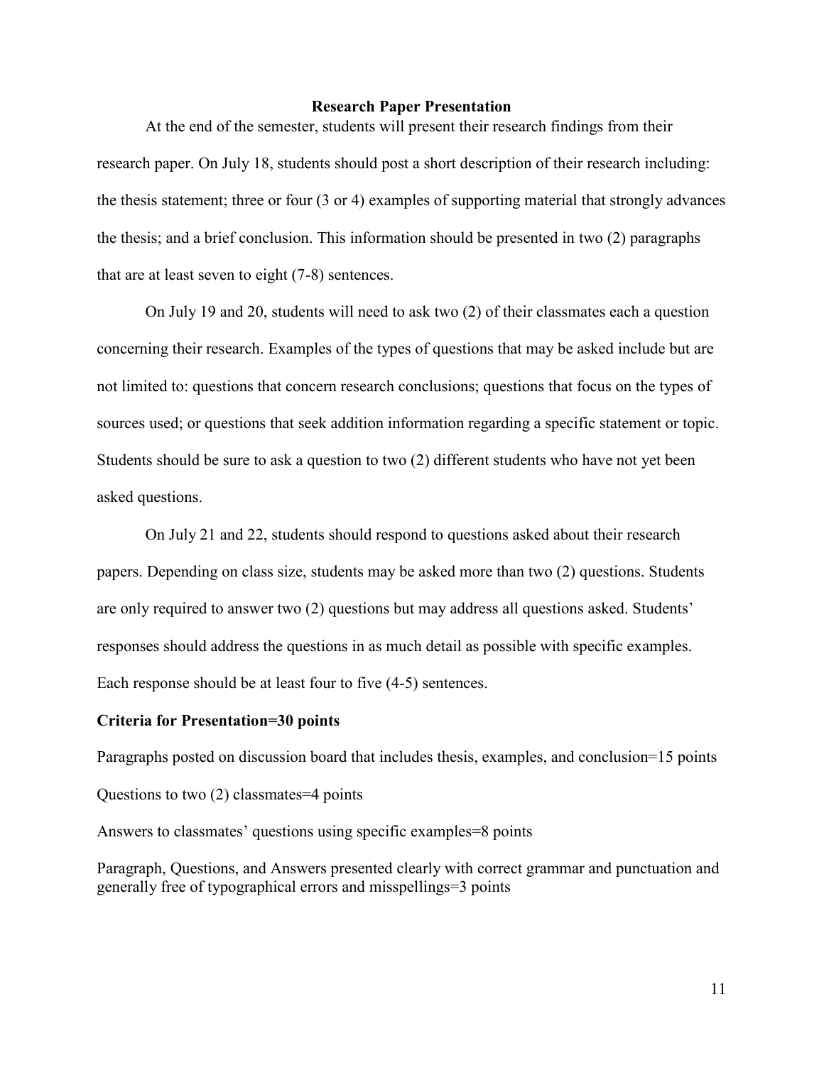## Research Paper Presentation

At the end of the semester, students will present their research findings from their research paper. On July 18, students should post a short description of their research including: the thesis statement; three or four (3 or 4) examples of supporting material that strongly advances the thesis; and a brief conclusion. This information should be presented in two (2) paragraphs that are at least seven to eight (7-8) sentences.

On July 19 and 20, students will need to ask two (2) of their classmates each a question concerning their research. Examples of the types of questions that may be asked include but are not limited to: questions that concern research conclusions; questions that focus on the types of sources used; or questions that seek addition information regarding a specific statement or topic. Students should be sure to ask a question to two (2) different students who have not yet been asked questions.

On July 21 and 22, students should respond to questions asked about their research papers. Depending on class size, students may be asked more than two (2) questions. Students are only required to answer two (2) questions but may address all questions asked. Students' responses should address the questions in as much detail as possible with specific examples. Each response should be at least four to five (4-5) sentences.

**Criteria for Presentation=30 points**

Paragraphs posted on discussion board that includes thesis, examples, and conclusion=15 points

Questions to two (2) classmates=4 points

Answers to classmates' questions using specific examples=8 points

Paragraph, Questions, and Answers presented clearly with correct grammar and punctuation and generally free of typographical errors and misspellings=3 points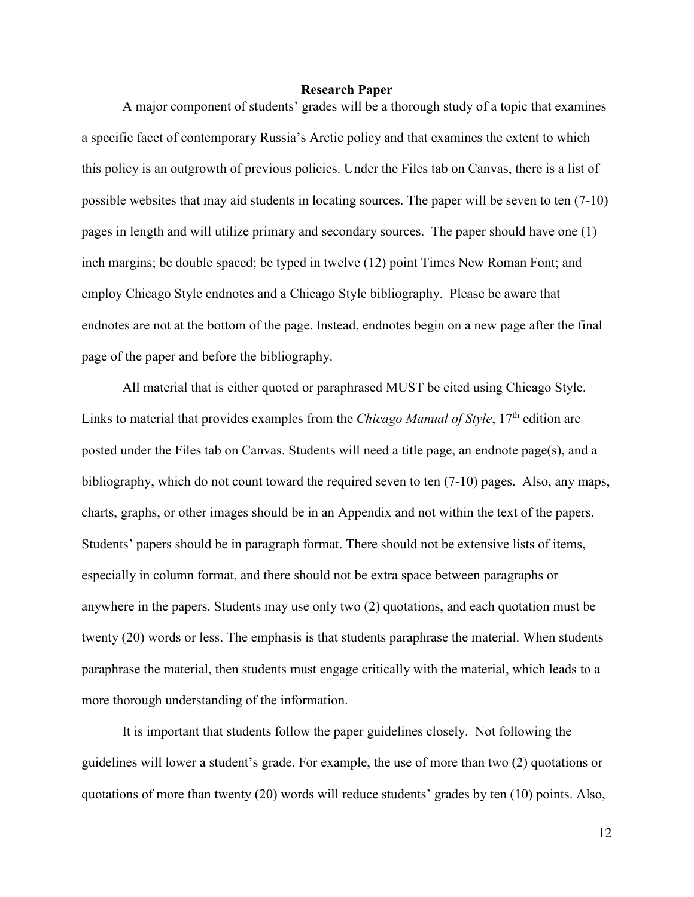## Research Paper

A major component of students' grades will be a thorough study of a topic that examines a specific facet of contemporary Russia's Arctic policy and that examines the extent to which this policy is an outgrowth of previous policies. Under the Files tab on Canvas, there is a list of possible websites that may aid students in locating sources. The paper will be seven to ten (7-10) pages in length and will utilize primary and secondary sources. The paper should have one (1) inch margins; be double spaced; be typed in twelve (12) point Times New Roman Font; and employ Chicago Style endnotes and a Chicago Style bibliography. Please be aware that endnotes are not at the bottom of the page. Instead, endnotes begin on a new page after the final page of the paper and before the bibliography.

All material that is either quoted or paraphrased MUST be cited using Chicago Style. Links to material that provides examples from the *Chicago Manual of Style*, 17th edition are posted under the Files tab on Canvas. Students will need a title page, an endnote page(s), and a bibliography, which do not count toward the required seven to ten (7-10) pages. Also, any maps, charts, graphs, or other images should be in an Appendix and not within the text of the papers. Students' papers should be in paragraph format. There should not be extensive lists of items, especially in column format, and there should not be extra space between paragraphs or anywhere in the papers. Students may use only two (2) quotations, and each quotation must be twenty (20) words or less. The emphasis is that students paraphrase the material. When students paraphrase the material, then students must engage critically with the material, which leads to a more thorough understanding of the information.

It is important that students follow the paper guidelines closely. Not following the guidelines will lower a student's grade. For example, the use of more than two (2) quotations or quotations of more than twenty (20) words will reduce students' grades by ten (10) points. Also,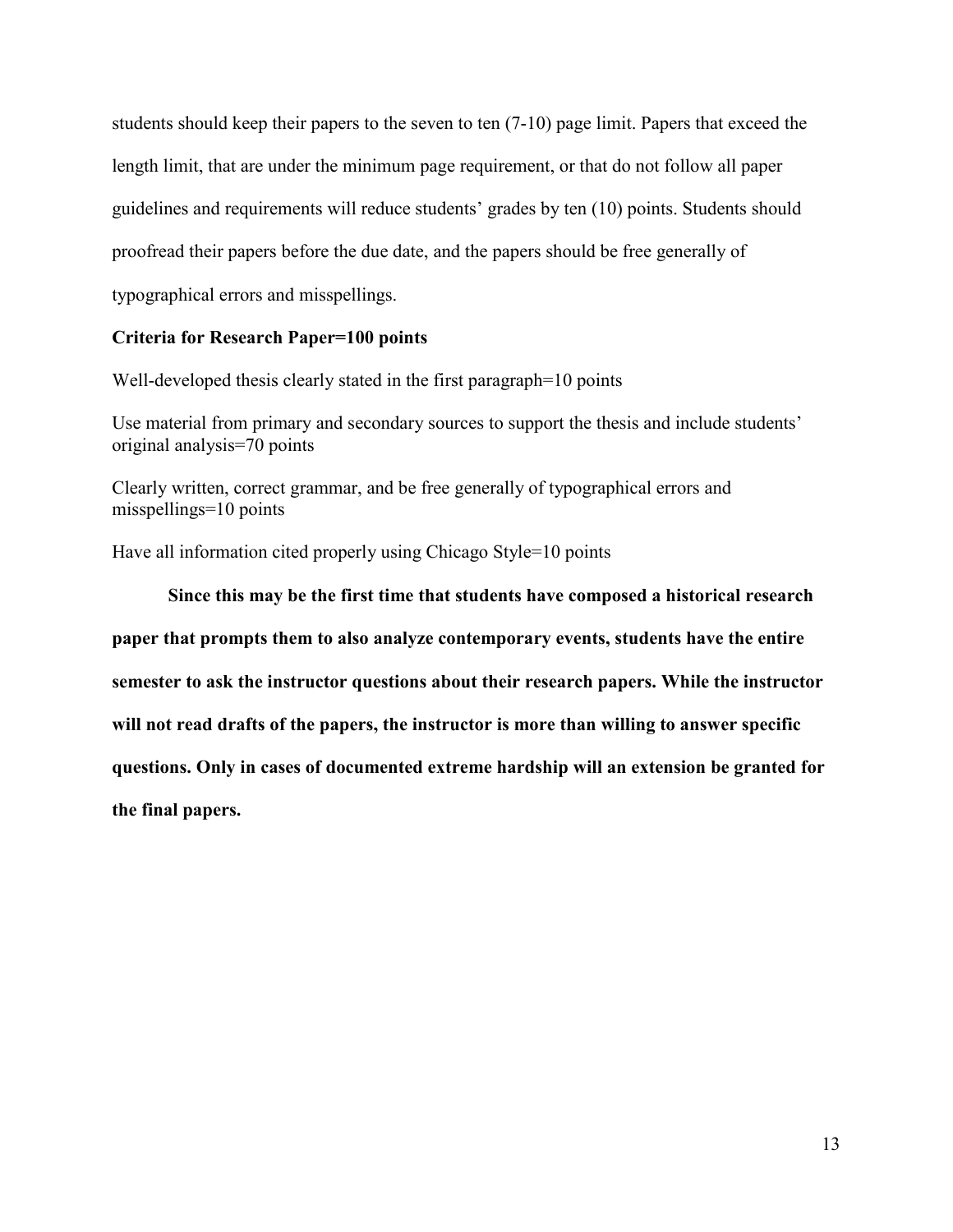students should keep their papers to the seven to ten (7-10) page limit. Papers that exceed the length limit, that are under the minimum page requirement, or that do not follow all paper guidelines and requirements will reduce students' grades by ten (10) points. Students should proofread their papers before the due date, and the papers should be free generally of typographical errors and misspellings.

**Criteria for Research Paper=100 points**

Well-developed thesis clearly stated in the first paragraph=10 points

Use material from primary and secondary sources to support the thesis and include students' original analysis=70 points

Clearly written, correct grammar, and be free generally of typographical errors and misspellings=10 points

Have all information cited properly using Chicago Style=10 points

**Since this may be the first time that students have composed a historical research paper that prompts them to also analyze contemporary events, students have the entire semester to ask the instructor questions about their research papers. While the instructor will not read drafts of the papers, the instructor is more than willing to answer specific questions. Only in cases of documented extreme hardship will an extension be granted for the final papers.**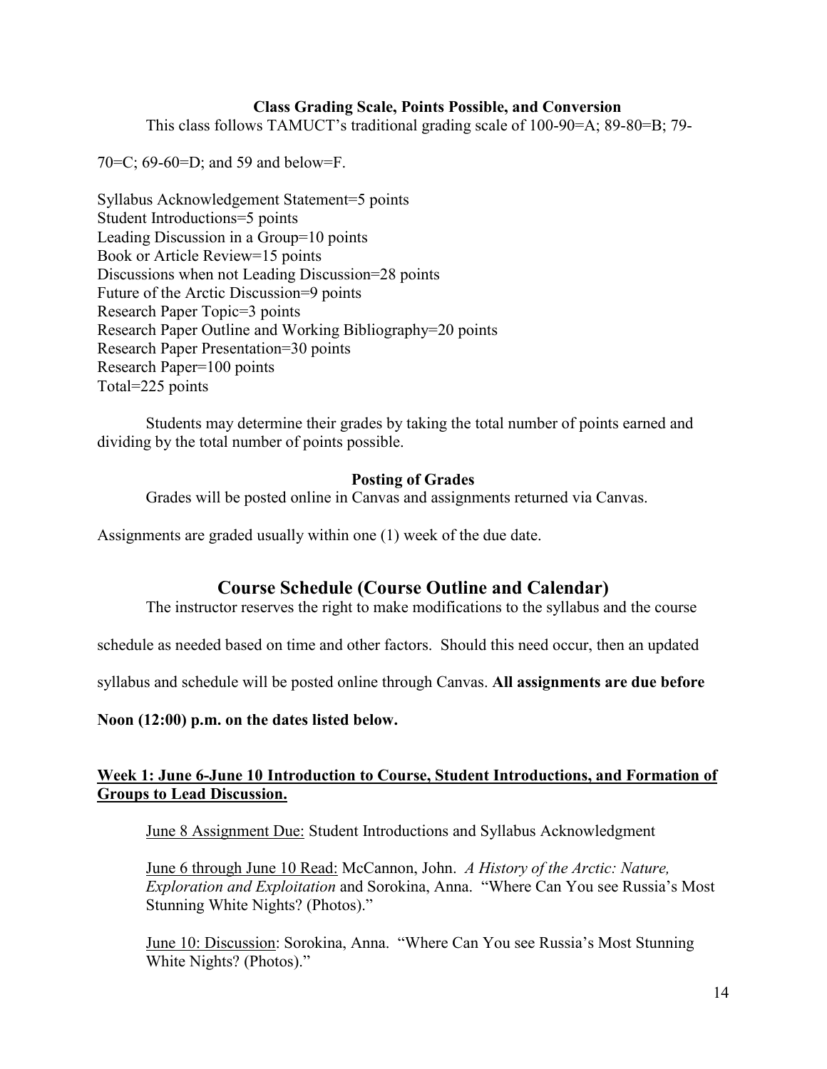**Class Grading Scale, Points Possible, and Conversion**

This class follows TAMUCT's traditional grading scale of 100-90=A; 89-80=B; 79-70=C; 69-60=D; and 59 and below=F.

Syllabus Acknowledgement Statement=5 points
Student Introductions=5 points
Leading Discussion in a Group=10 points
Book or Article Review=15 points
Discussions when not Leading Discussion=28 points
Future of the Arctic Discussion=9 points
Research Paper Topic=3 points
Research Paper Outline and Working Bibliography=20 points
Research Paper Presentation=30 points
Research Paper=100 points
Total=225 points

Students may determine their grades by taking the total number of points earned and dividing by the total number of points possible.

**Posting of Grades**

Grades will be posted online in Canvas and assignments returned via Canvas.

Assignments are graded usually within one (1) week of the due date.

## Course Schedule (Course Outline and Calendar)

The instructor reserves the right to make modifications to the syllabus and the course schedule as needed based on time and other factors. Should this need occur, then an updated syllabus and schedule will be posted online through Canvas. **All assignments are due before Noon (12:00) p.m. on the dates listed below.**

**Week 1: June 6-June 10 Introduction to Course, Student Introductions, and Formation of Groups to Lead Discussion.**

June 8 Assignment Due: Student Introductions and Syllabus Acknowledgment

June 6 through June 10 Read: McCannon, John. *A History of the Arctic: Nature, Exploration and Exploitation* and Sorokina, Anna. "Where Can You see Russia's Most Stunning White Nights? (Photos)."

June 10: Discussion: Sorokina, Anna. "Where Can You see Russia's Most Stunning White Nights? (Photos)."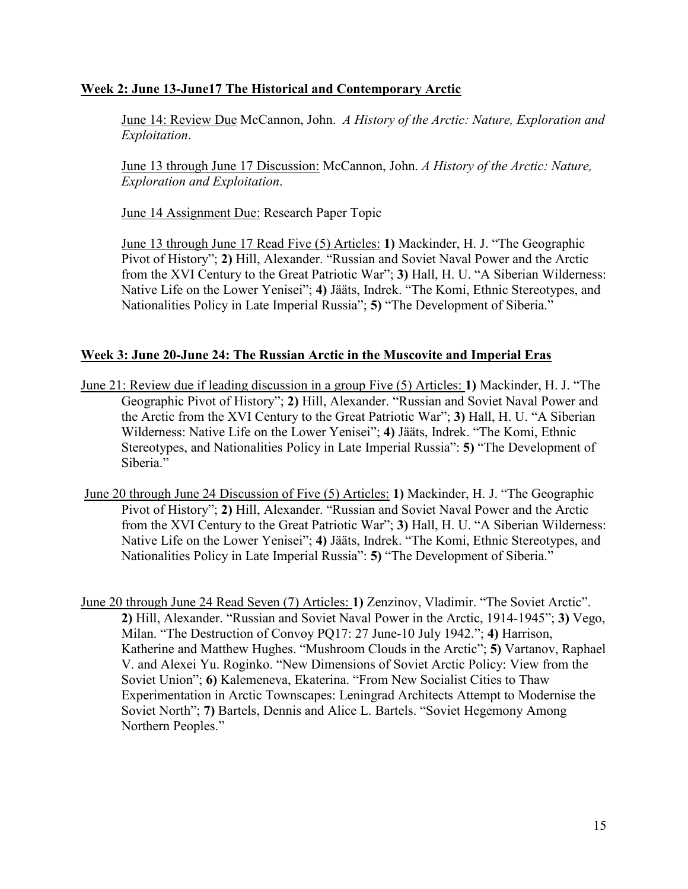**Week 2: June 13-June17 The Historical and Contemporary Arctic**

June 14: Review Due McCannon, John. *A History of the Arctic: Nature, Exploration and Exploitation*.

June 13 through June 17 Discussion: McCannon, John. *A History of the Arctic: Nature, Exploration and Exploitation*.

June 14 Assignment Due: Research Paper Topic

June 13 through June 17 Read Five (5) Articles: **1)** Mackinder, H. J. "The Geographic Pivot of History"; **2)** Hill, Alexander. "Russian and Soviet Naval Power and the Arctic from the XVI Century to the Great Patriotic War"; **3)** Hall, H. U. "A Siberian Wilderness: Native Life on the Lower Yenisei"; **4)** Jääts, Indrek. "The Komi, Ethnic Stereotypes, and Nationalities Policy in Late Imperial Russia"; **5)** "The Development of Siberia."

**Week 3: June 20-June 24: The Russian Arctic in the Muscovite and Imperial Eras**

June 21: Review due if leading discussion in a group Five (5) Articles: **1)** Mackinder, H. J. "The Geographic Pivot of History"; **2)** Hill, Alexander. "Russian and Soviet Naval Power and the Arctic from the XVI Century to the Great Patriotic War"; **3)** Hall, H. U. "A Siberian Wilderness: Native Life on the Lower Yenisei"; **4)** Jääts, Indrek. "The Komi, Ethnic Stereotypes, and Nationalities Policy in Late Imperial Russia": **5)** "The Development of Siberia."

June 20 through June 24 Discussion of Five (5) Articles: **1)** Mackinder, H. J. "The Geographic Pivot of History"; **2)** Hill, Alexander. "Russian and Soviet Naval Power and the Arctic from the XVI Century to the Great Patriotic War"; **3)** Hall, H. U. "A Siberian Wilderness: Native Life on the Lower Yenisei"; **4)** Jääts, Indrek. "The Komi, Ethnic Stereotypes, and Nationalities Policy in Late Imperial Russia": **5)** "The Development of Siberia."

June 20 through June 24 Read Seven (7) Articles: **1)** Zenzinov, Vladimir. "The Soviet Arctic". **2)** Hill, Alexander. "Russian and Soviet Naval Power in the Arctic, 1914-1945"; **3)** Vego, Milan. "The Destruction of Convoy PQ17: 27 June-10 July 1942."; **4)** Harrison, Katherine and Matthew Hughes. "Mushroom Clouds in the Arctic"; **5)** Vartanov, Raphael V. and Alexei Yu. Roginko. "New Dimensions of Soviet Arctic Policy: View from the Soviet Union"; **6)** Kalemeneva, Ekaterina. "From New Socialist Cities to Thaw Experimentation in Arctic Townscapes: Leningrad Architects Attempt to Modernise the Soviet North"; **7)** Bartels, Dennis and Alice L. Bartels. "Soviet Hegemony Among Northern Peoples."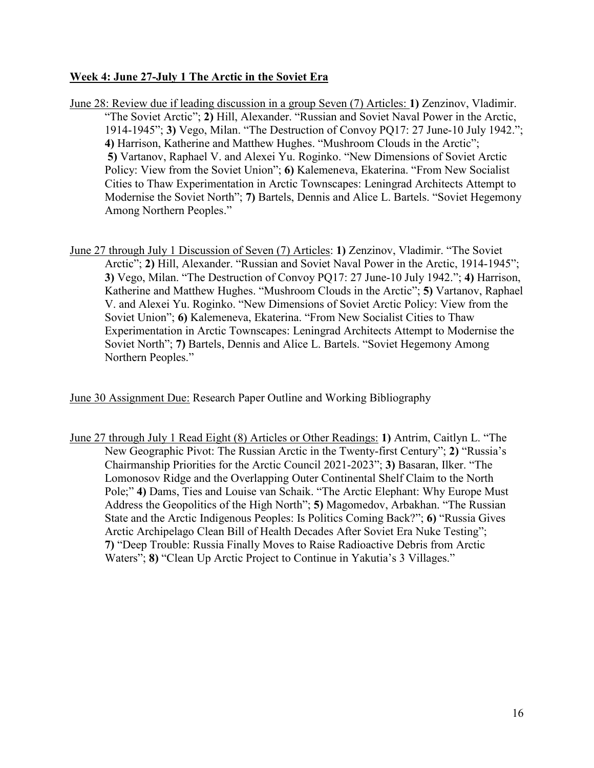**<u>Week 4: June 27-July 1 The Arctic in the Soviet Era</u>**

<u>June 28: Review due if leading discussion in a group Seven (7) Articles:</u> **1)** Zenzinov, Vladimir. "The Soviet Arctic"; **2)** Hill, Alexander. "Russian and Soviet Naval Power in the Arctic, 1914-1945"; **3)** Vego, Milan. "The Destruction of Convoy PQ17: 27 June-10 July 1942."; **4)** Harrison, Katherine and Matthew Hughes. "Mushroom Clouds in the Arctic"; **5)** Vartanov, Raphael V. and Alexei Yu. Roginko. "New Dimensions of Soviet Arctic Policy: View from the Soviet Union"; **6)** Kalemeneva, Ekaterina. "From New Socialist Cities to Thaw Experimentation in Arctic Townscapes: Leningrad Architects Attempt to Modernise the Soviet North"; **7)** Bartels, Dennis and Alice L. Bartels. "Soviet Hegemony Among Northern Peoples."

<u>June 27 through July 1 Discussion of Seven (7) Articles</u>: **1)** Zenzinov, Vladimir. "The Soviet Arctic"; **2)** Hill, Alexander. "Russian and Soviet Naval Power in the Arctic, 1914-1945"; **3)** Vego, Milan. "The Destruction of Convoy PQ17: 27 June-10 July 1942."; **4)** Harrison, Katherine and Matthew Hughes. "Mushroom Clouds in the Arctic"; **5)** Vartanov, Raphael V. and Alexei Yu. Roginko. "New Dimensions of Soviet Arctic Policy: View from the Soviet Union"; **6)** Kalemeneva, Ekaterina. "From New Socialist Cities to Thaw Experimentation in Arctic Townscapes: Leningrad Architects Attempt to Modernise the Soviet North"; **7)** Bartels, Dennis and Alice L. Bartels. "Soviet Hegemony Among Northern Peoples."

<u>June 30 Assignment Due:</u> Research Paper Outline and Working Bibliography

<u>June 27 through July 1 Read Eight (8) Articles or Other Readings:</u> **1)** Antrim, Caitlyn L. "The New Geographic Pivot: The Russian Arctic in the Twenty-first Century"; **2)** "Russia's Chairmanship Priorities for the Arctic Council 2021-2023"; **3)** Basaran, Ilker. "The Lomonosov Ridge and the Overlapping Outer Continental Shelf Claim to the North Pole;" **4)** Dams, Ties and Louise van Schaik. "The Arctic Elephant: Why Europe Must Address the Geopolitics of the High North"; **5)** Magomedov, Arbakhan. "The Russian State and the Arctic Indigenous Peoples: Is Politics Coming Back?"; **6)** "Russia Gives Arctic Archipelago Clean Bill of Health Decades After Soviet Era Nuke Testing"; **7)** "Deep Trouble: Russia Finally Moves to Raise Radioactive Debris from Arctic Waters"; **8)** "Clean Up Arctic Project to Continue in Yakutia's 3 Villages."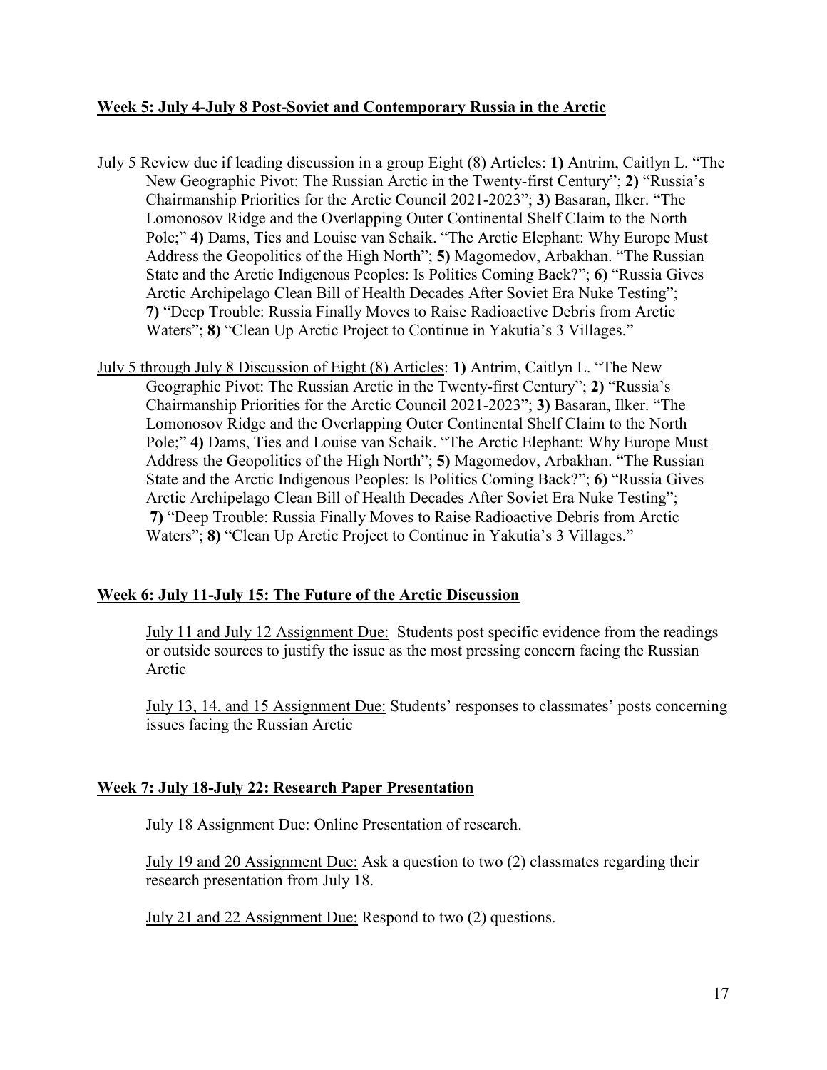**<u>Week 5: July 4-July 8 Post-Soviet and Contemporary Russia in the Arctic</u>**

<u>July 5 Review due if leading discussion in a group Eight (8) Articles:</u> **1)** Antrim, Caitlyn L. "The New Geographic Pivot: The Russian Arctic in the Twenty-first Century"; **2)** "Russia's Chairmanship Priorities for the Arctic Council 2021-2023"; **3)** Basaran, Ilker. "The Lomonosov Ridge and the Overlapping Outer Continental Shelf Claim to the North Pole;" **4)** Dams, Ties and Louise van Schaik. "The Arctic Elephant: Why Europe Must Address the Geopolitics of the High North"; **5)** Magomedov, Arbakhan. "The Russian State and the Arctic Indigenous Peoples: Is Politics Coming Back?"; **6)** "Russia Gives Arctic Archipelago Clean Bill of Health Decades After Soviet Era Nuke Testing"; **7)** "Deep Trouble: Russia Finally Moves to Raise Radioactive Debris from Arctic Waters"; **8)** "Clean Up Arctic Project to Continue in Yakutia's 3 Villages."

<u>July 5 through July 8 Discussion of Eight (8) Articles</u>: **1)** Antrim, Caitlyn L. "The New Geographic Pivot: The Russian Arctic in the Twenty-first Century"; **2)** "Russia's Chairmanship Priorities for the Arctic Council 2021-2023"; **3)** Basaran, Ilker. "The Lomonosov Ridge and the Overlapping Outer Continental Shelf Claim to the North Pole;" **4)** Dams, Ties and Louise van Schaik. "The Arctic Elephant: Why Europe Must Address the Geopolitics of the High North"; **5)** Magomedov, Arbakhan. "The Russian State and the Arctic Indigenous Peoples: Is Politics Coming Back?"; **6)** "Russia Gives Arctic Archipelago Clean Bill of Health Decades After Soviet Era Nuke Testing"; **7)** "Deep Trouble: Russia Finally Moves to Raise Radioactive Debris from Arctic Waters"; **8)** "Clean Up Arctic Project to Continue in Yakutia's 3 Villages."

**<u>Week 6: July 11-July 15: The Future of the Arctic Discussion</u>**

<u>July 11 and July 12 Assignment Due:</u> Students post specific evidence from the readings or outside sources to justify the issue as the most pressing concern facing the Russian Arctic

<u>July 13, 14, and 15 Assignment Due:</u> Students' responses to classmates' posts concerning issues facing the Russian Arctic

**<u>Week 7: July 18-July 22: Research Paper Presentation</u>**

<u>July 18 Assignment Due:</u> Online Presentation of research.

<u>July 19 and 20 Assignment Due:</u> Ask a question to two (2) classmates regarding their research presentation from July 18.

<u>July 21 and 22 Assignment Due:</u> Respond to two (2) questions.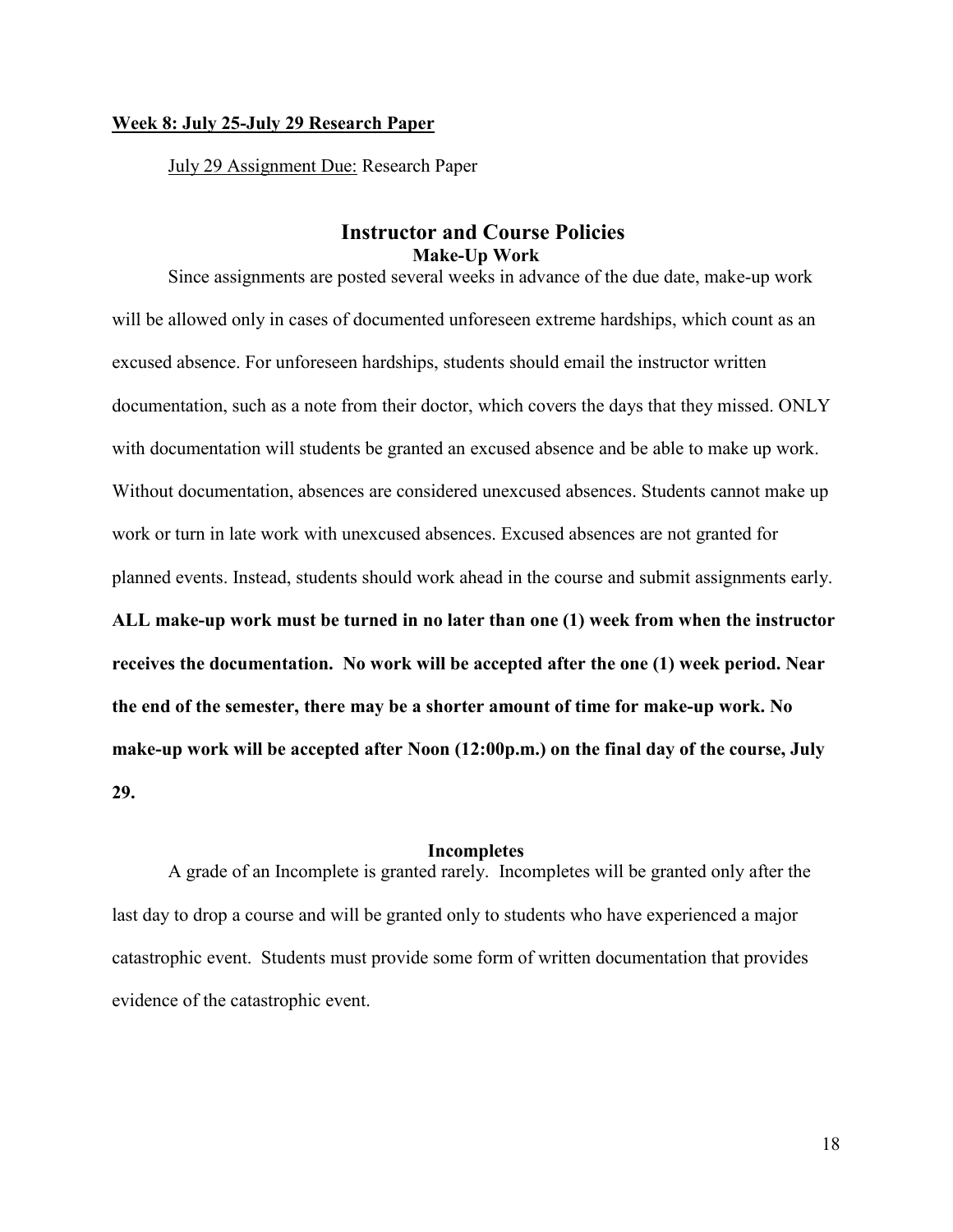**Week 8: July 25-July 29 Research Paper**

July 29 Assignment Due: Research Paper

## Instructor and Course Policies

### Make-Up Work

Since assignments are posted several weeks in advance of the due date, make-up work will be allowed only in cases of documented unforeseen extreme hardships, which count as an excused absence. For unforeseen hardships, students should email the instructor written documentation, such as a note from their doctor, which covers the days that they missed. ONLY with documentation will students be granted an excused absence and be able to make up work. Without documentation, absences are considered unexcused absences. Students cannot make up work or turn in late work with unexcused absences. Excused absences are not granted for planned events. Instead, students should work ahead in the course and submit assignments early. **ALL make-up work must be turned in no later than one (1) week from when the instructor receives the documentation. No work will be accepted after the one (1) week period. Near the end of the semester, there may be a shorter amount of time for make-up work. No make-up work will be accepted after Noon (12:00p.m.) on the final day of the course, July 29.**

### Incompletes

A grade of an Incomplete is granted rarely. Incompletes will be granted only after the last day to drop a course and will be granted only to students who have experienced a major catastrophic event. Students must provide some form of written documentation that provides evidence of the catastrophic event.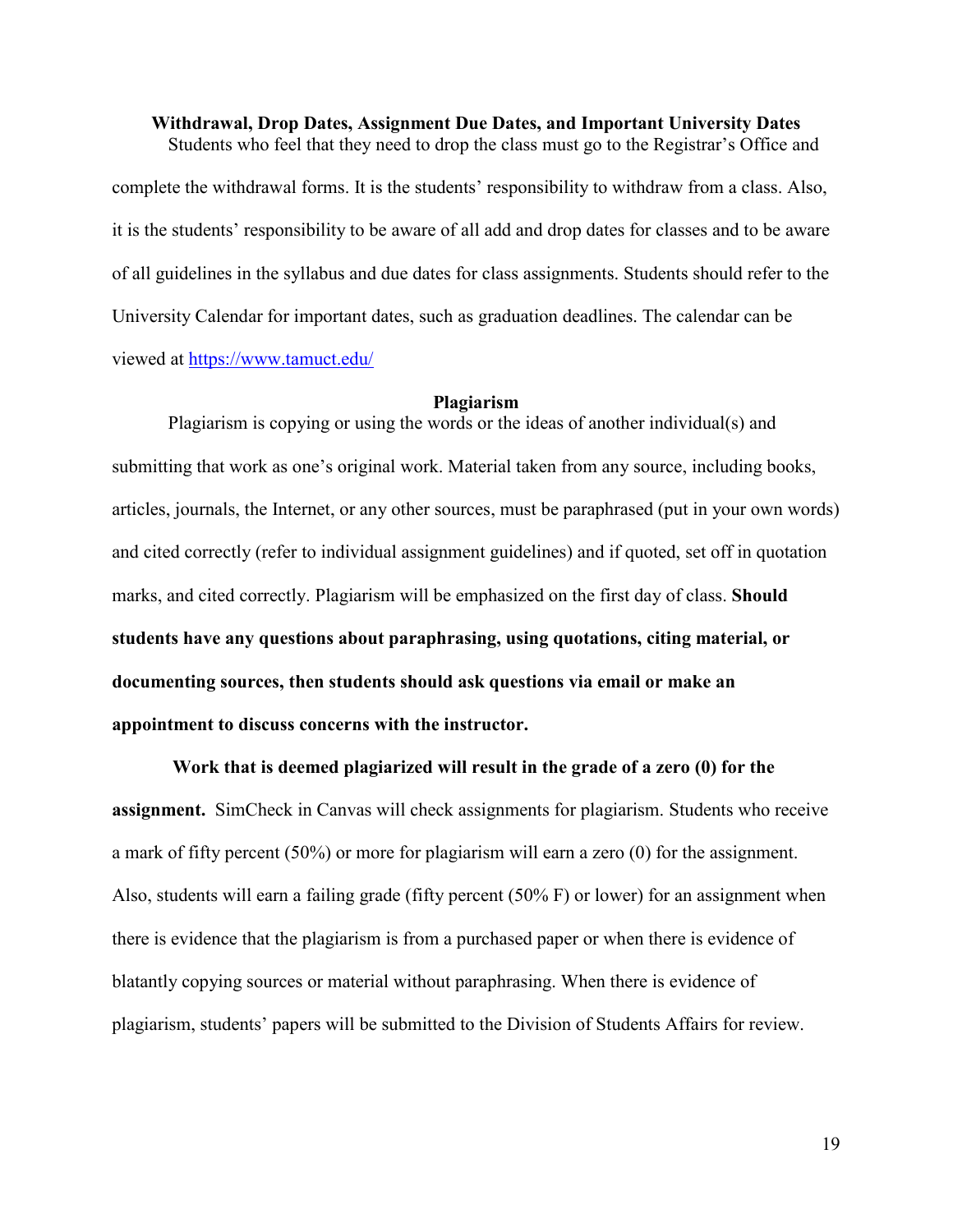**Withdrawal, Drop Dates, Assignment Due Dates, and Important University Dates**

Students who feel that they need to drop the class must go to the Registrar's Office and complete the withdrawal forms. It is the students' responsibility to withdraw from a class. Also, it is the students' responsibility to be aware of all add and drop dates for classes and to be aware of all guidelines in the syllabus and due dates for class assignments. Students should refer to the University Calendar for important dates, such as graduation deadlines. The calendar can be viewed at https://www.tamuct.edu/

**Plagiarism**

Plagiarism is copying or using the words or the ideas of another individual(s) and submitting that work as one's original work. Material taken from any source, including books, articles, journals, the Internet, or any other sources, must be paraphrased (put in your own words) and cited correctly (refer to individual assignment guidelines) and if quoted, set off in quotation marks, and cited correctly. Plagiarism will be emphasized on the first day of class. **Should students have any questions about paraphrasing, using quotations, citing material, or documenting sources, then students should ask questions via email or make an appointment to discuss concerns with the instructor.**

**Work that is deemed plagiarized will result in the grade of a zero (0) for the assignment.** SimCheck in Canvas will check assignments for plagiarism. Students who receive a mark of fifty percent (50%) or more for plagiarism will earn a zero (0) for the assignment. Also, students will earn a failing grade (fifty percent (50% F) or lower) for an assignment when there is evidence that the plagiarism is from a purchased paper or when there is evidence of blatantly copying sources or material without paraphrasing. When there is evidence of plagiarism, students' papers will be submitted to the Division of Students Affairs for review.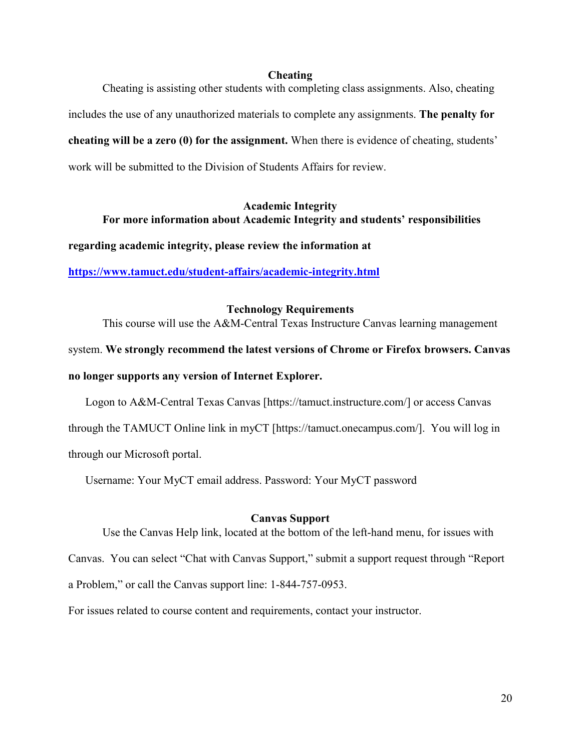### Cheating

Cheating is assisting other students with completing class assignments. Also, cheating includes the use of any unauthorized materials to complete any assignments. **The penalty for cheating will be a zero (0) for the assignment.** When there is evidence of cheating, students' work will be submitted to the Division of Students Affairs for review.

### Academic Integrity

**For more information about Academic Integrity and students' responsibilities regarding academic integrity, please review the information at [https://www.tamuct.edu/student-affairs/academic-integrity.html](https://www.tamuct.edu/student-affairs/academic-integrity.html)**

### Technology Requirements

This course will use the A&M-Central Texas Instructure Canvas learning management system. **We strongly recommend the latest versions of Chrome or Firefox browsers. Canvas no longer supports any version of Internet Explorer.**

Logon to A&M-Central Texas Canvas [https://tamuct.instructure.com/] or access Canvas through the TAMUCT Online link in myCT [https://tamuct.onecampus.com/]. You will log in through our Microsoft portal.

Username: Your MyCT email address. Password: Your MyCT password

### Canvas Support

Use the Canvas Help link, located at the bottom of the left-hand menu, for issues with Canvas. You can select "Chat with Canvas Support," submit a support request through "Report a Problem," or call the Canvas support line: 1-844-757-0953.

For issues related to course content and requirements, contact your instructor.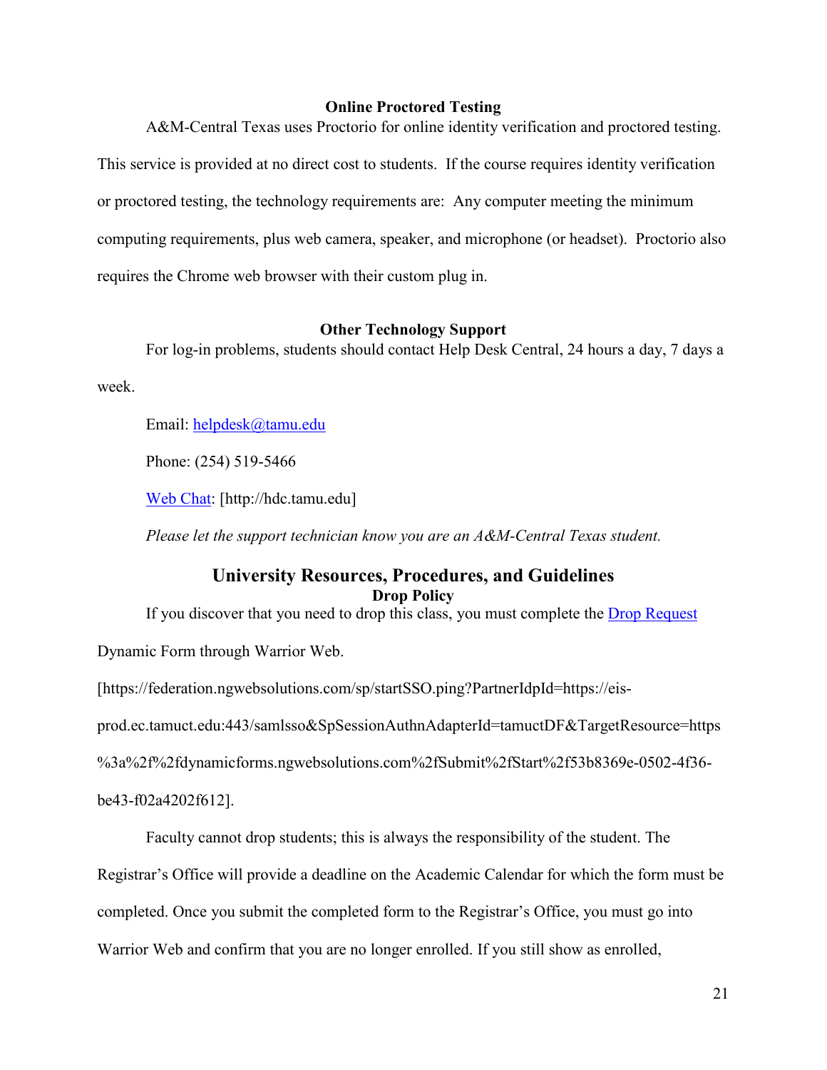### Online Proctored Testing

A&M-Central Texas uses Proctorio for online identity verification and proctored testing. This service is provided at no direct cost to students. If the course requires identity verification or proctored testing, the technology requirements are: Any computer meeting the minimum computing requirements, plus web camera, speaker, and microphone (or headset). Proctorio also requires the Chrome web browser with their custom plug in.

### Other Technology Support

For log-in problems, students should contact Help Desk Central, 24 hours a day, 7 days a week.

Email: helpdesk@tamu.edu

Phone: (254) 519-5466

Web Chat: [http://hdc.tamu.edu]

*Please let the support technician know you are an A&M-Central Texas student.*

## University Resources, Procedures, and Guidelines

### Drop Policy

If you discover that you need to drop this class, you must complete the Drop Request Dynamic Form through Warrior Web. [https://federation.ngwebsolutions.com/sp/startSSO.ping?PartnerIdpId=https://eis-prod.ec.tamuct.edu:443/samlsso&SpSessionAuthnAdapterId=tamuctDF&TargetResource=https%3a%2f%2fdynamicforms.ngwebsolutions.com%2fSubmit%2fStart%2f53b8369e-0502-4f36-be43-f02a4202f612].

Faculty cannot drop students; this is always the responsibility of the student. The Registrar's Office will provide a deadline on the Academic Calendar for which the form must be completed. Once you submit the completed form to the Registrar's Office, you must go into Warrior Web and confirm that you are no longer enrolled. If you still show as enrolled,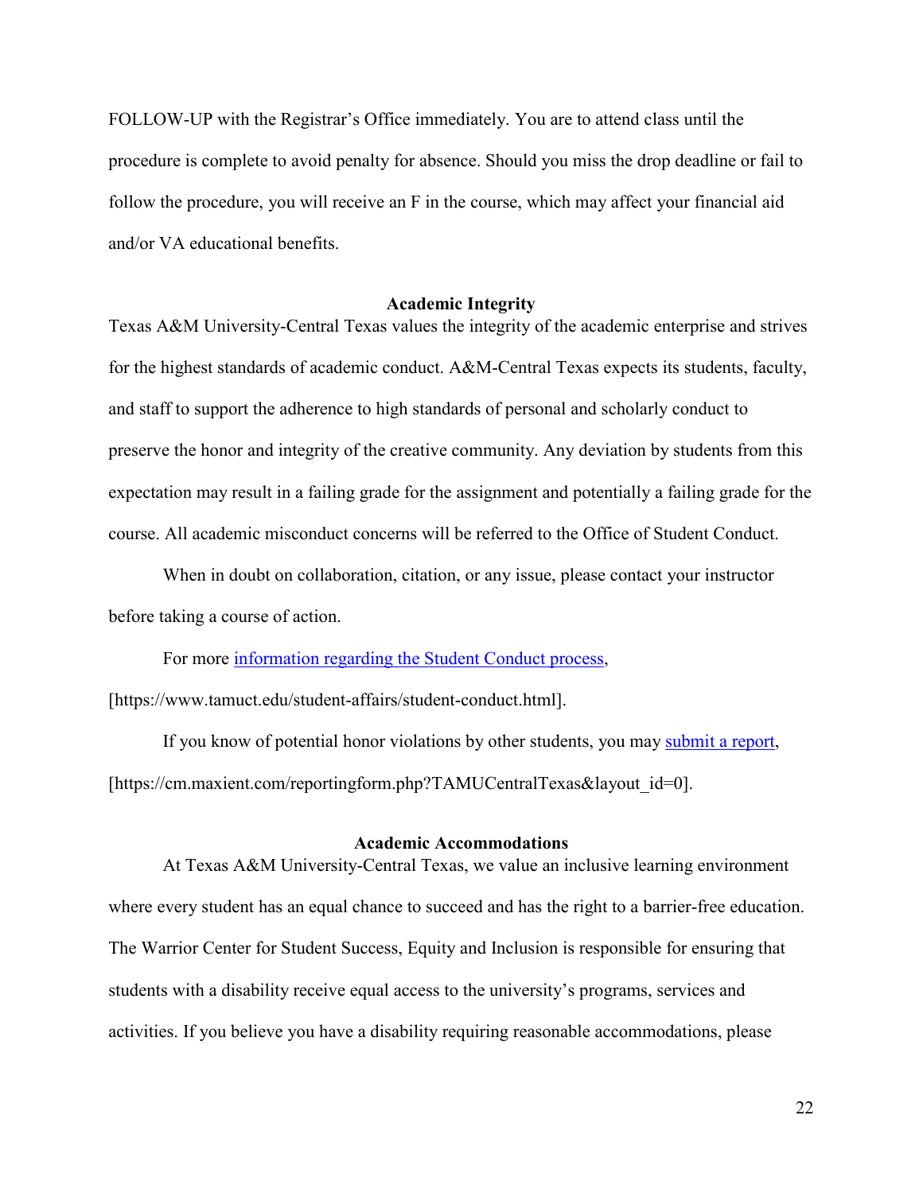FOLLOW-UP with the Registrar's Office immediately. You are to attend class until the procedure is complete to avoid penalty for absence. Should you miss the drop deadline or fail to follow the procedure, you will receive an F in the course, which may affect your financial aid and/or VA educational benefits.

### Academic Integrity

Texas A&M University-Central Texas values the integrity of the academic enterprise and strives for the highest standards of academic conduct. A&M-Central Texas expects its students, faculty, and staff to support the adherence to high standards of personal and scholarly conduct to preserve the honor and integrity of the creative community. Any deviation by students from this expectation may result in a failing grade for the assignment and potentially a failing grade for the course. All academic misconduct concerns will be referred to the Office of Student Conduct.

When in doubt on collaboration, citation, or any issue, please contact your instructor before taking a course of action.

For more information regarding the Student Conduct process, [https://www.tamuct.edu/student-affairs/student-conduct.html].

If you know of potential honor violations by other students, you may submit a report, [https://cm.maxient.com/reportingform.php?TAMUCentralTexas&layout_id=0].

### Academic Accommodations

At Texas A&M University-Central Texas, we value an inclusive learning environment where every student has an equal chance to succeed and has the right to a barrier-free education. The Warrior Center for Student Success, Equity and Inclusion is responsible for ensuring that students with a disability receive equal access to the university's programs, services and activities. If you believe you have a disability requiring reasonable accommodations, please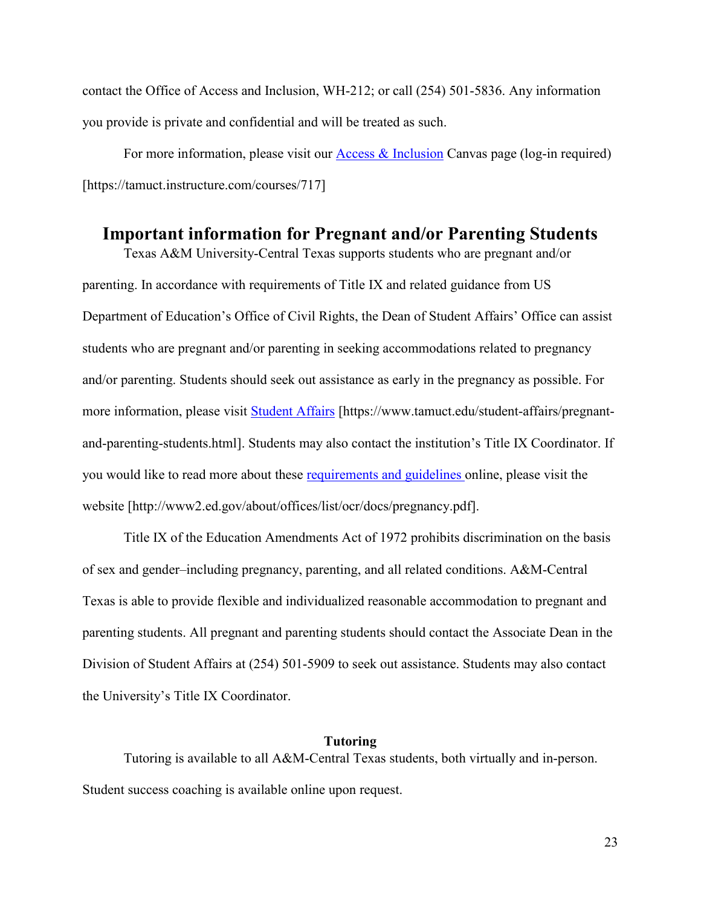contact the Office of Access and Inclusion, WH-212; or call (254) 501-5836. Any information you provide is private and confidential and will be treated as such.

For more information, please visit our [Access & Inclusion](https://tamuct.instructure.com/courses/717) Canvas page (log-in required) [https://tamuct.instructure.com/courses/717]

## Important information for Pregnant and/or Parenting Students

Texas A&M University-Central Texas supports students who are pregnant and/or parenting. In accordance with requirements of Title IX and related guidance from US Department of Education's Office of Civil Rights, the Dean of Student Affairs' Office can assist students who are pregnant and/or parenting in seeking accommodations related to pregnancy and/or parenting. Students should seek out assistance as early in the pregnancy as possible. For more information, please visit [Student Affairs](https://www.tamuct.edu/student-affairs/pregnant-and-parenting-students.html) [https://www.tamuct.edu/student-affairs/pregnant-and-parenting-students.html]. Students may also contact the institution's Title IX Coordinator. If you would like to read more about these [requirements and guidelines](http://www2.ed.gov/about/offices/list/ocr/docs/pregnancy.pdf) online, please visit the website [http://www2.ed.gov/about/offices/list/ocr/docs/pregnancy.pdf].

Title IX of the Education Amendments Act of 1972 prohibits discrimination on the basis of sex and gender–including pregnancy, parenting, and all related conditions. A&M-Central Texas is able to provide flexible and individualized reasonable accommodation to pregnant and parenting students. All pregnant and parenting students should contact the Associate Dean in the Division of Student Affairs at (254) 501-5909 to seek out assistance. Students may also contact the University's Title IX Coordinator.

### Tutoring

Tutoring is available to all A&M-Central Texas students, both virtually and in-person. Student success coaching is available online upon request.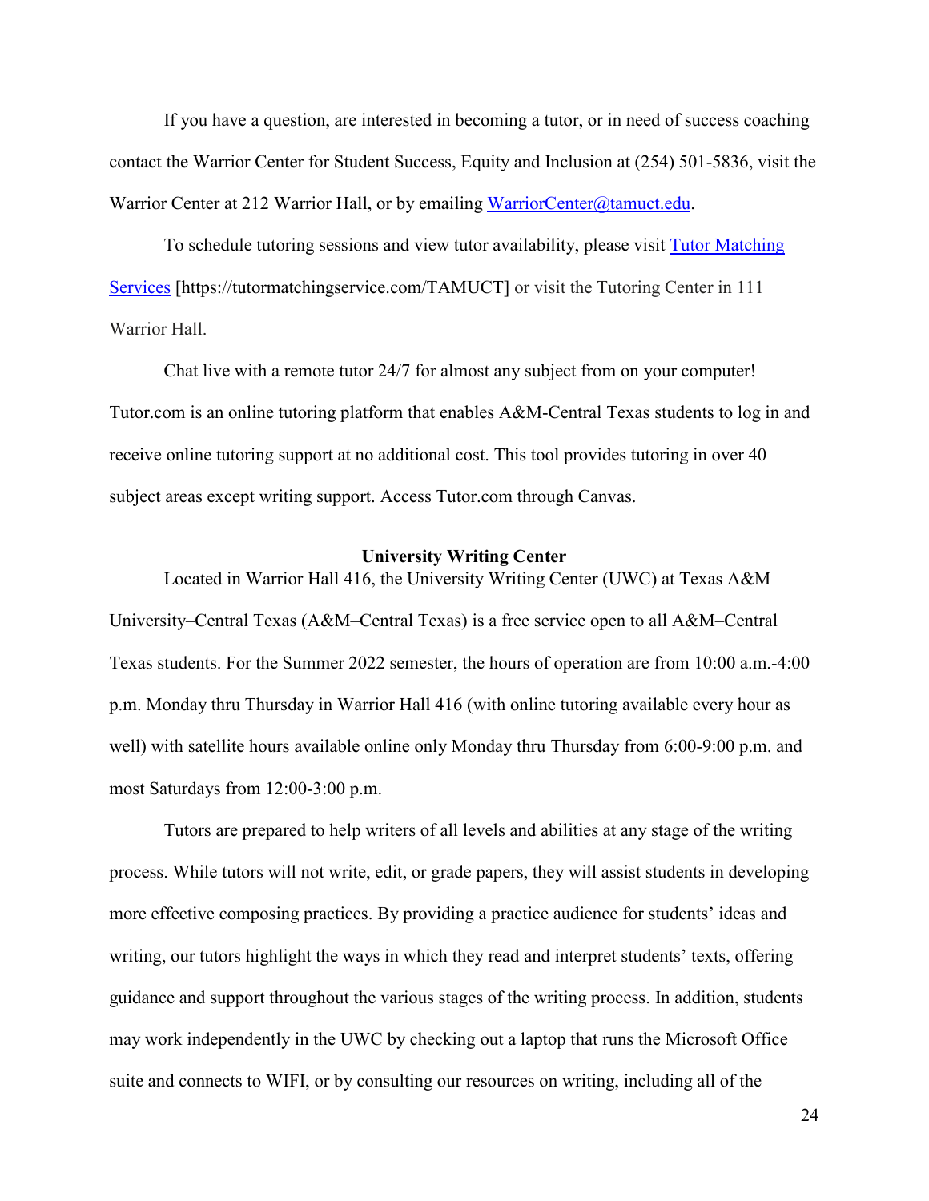If you have a question, are interested in becoming a tutor, or in need of success coaching contact the Warrior Center for Student Success, Equity and Inclusion at (254) 501-5836, visit the Warrior Center at 212 Warrior Hall, or by emailing [WarriorCenter@tamuct.edu](mailto:WarriorCenter@tamuct.edu).

To schedule tutoring sessions and view tutor availability, please visit [Tutor Matching Services](https://tutormatchingservice.com/TAMUCT) [https://tutormatchingservice.com/TAMUCT] or visit the Tutoring Center in 111 Warrior Hall.

Chat live with a remote tutor 24/7 for almost any subject from on your computer! Tutor.com is an online tutoring platform that enables A&M-Central Texas students to log in and receive online tutoring support at no additional cost. This tool provides tutoring in over 40 subject areas except writing support. Access Tutor.com through Canvas.

### University Writing Center

Located in Warrior Hall 416, the University Writing Center (UWC) at Texas A&M University–Central Texas (A&M–Central Texas) is a free service open to all A&M–Central Texas students. For the Summer 2022 semester, the hours of operation are from 10:00 a.m.-4:00 p.m. Monday thru Thursday in Warrior Hall 416 (with online tutoring available every hour as well) with satellite hours available online only Monday thru Thursday from 6:00-9:00 p.m. and most Saturdays from 12:00-3:00 p.m.

Tutors are prepared to help writers of all levels and abilities at any stage of the writing process. While tutors will not write, edit, or grade papers, they will assist students in developing more effective composing practices. By providing a practice audience for students' ideas and writing, our tutors highlight the ways in which they read and interpret students' texts, offering guidance and support throughout the various stages of the writing process. In addition, students may work independently in the UWC by checking out a laptop that runs the Microsoft Office suite and connects to WIFI, or by consulting our resources on writing, including all of the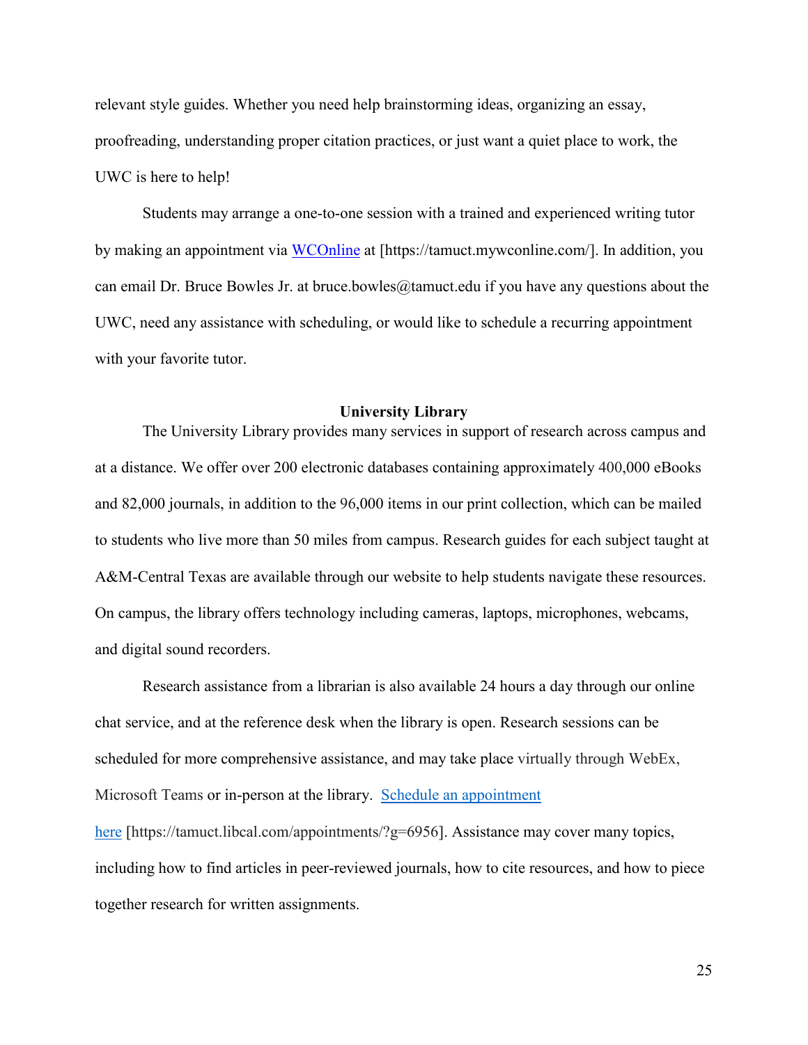relevant style guides. Whether you need help brainstorming ideas, organizing an essay, proofreading, understanding proper citation practices, or just want a quiet place to work, the UWC is here to help!

Students may arrange a one-to-one session with a trained and experienced writing tutor by making an appointment via WCOnline at [https://tamuct.mywconline.com/]. In addition, you can email Dr. Bruce Bowles Jr. at bruce.bowles@tamuct.edu if you have any questions about the UWC, need any assistance with scheduling, or would like to schedule a recurring appointment with your favorite tutor.

## University Library

The University Library provides many services in support of research across campus and at a distance. We offer over 200 electronic databases containing approximately 400,000 eBooks and 82,000 journals, in addition to the 96,000 items in our print collection, which can be mailed to students who live more than 50 miles from campus. Research guides for each subject taught at A&M-Central Texas are available through our website to help students navigate these resources. On campus, the library offers technology including cameras, laptops, microphones, webcams, and digital sound recorders.

Research assistance from a librarian is also available 24 hours a day through our online chat service, and at the reference desk when the library is open. Research sessions can be scheduled for more comprehensive assistance, and may take place virtually through WebEx, Microsoft Teams or in-person at the library. Schedule an appointment here [https://tamuct.libcal.com/appointments/?g=6956]. Assistance may cover many topics, including how to find articles in peer-reviewed journals, how to cite resources, and how to piece together research for written assignments.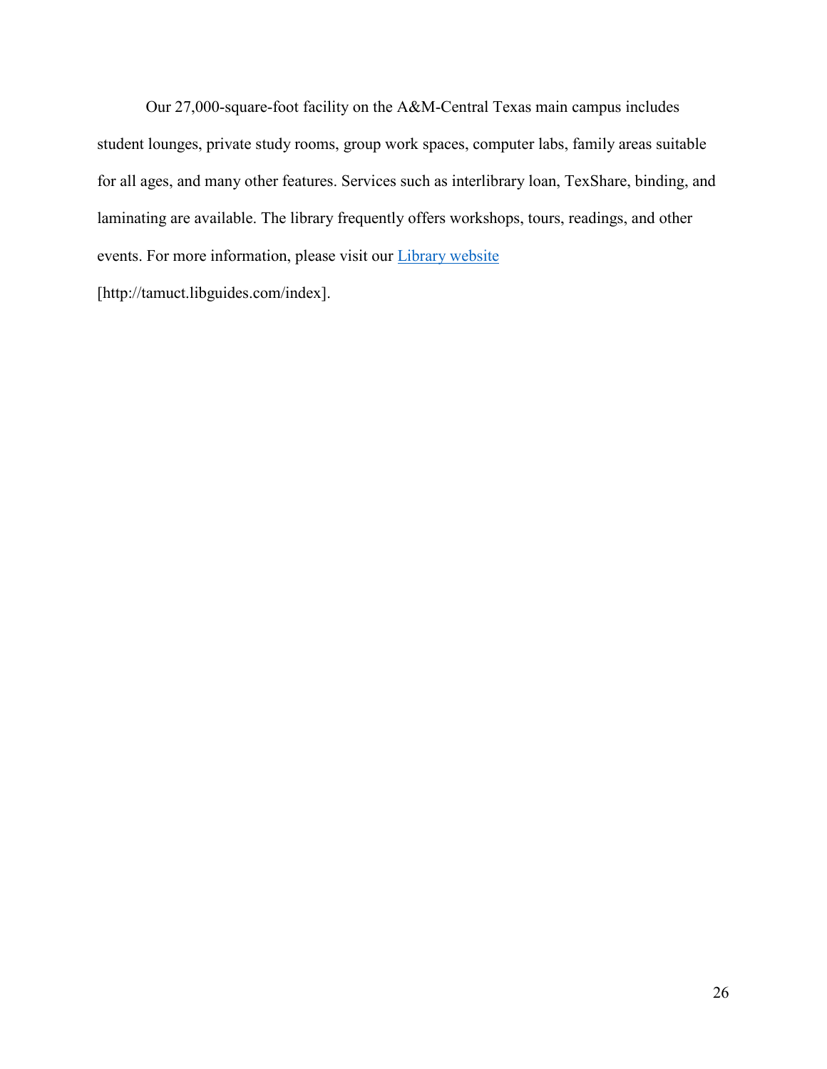Our 27,000-square-foot facility on the A&M-Central Texas main campus includes student lounges, private study rooms, group work spaces, computer labs, family areas suitable for all ages, and many other features. Services such as interlibrary loan, TexShare, binding, and laminating are available. The library frequently offers workshops, tours, readings, and other events. For more information, please visit our [Library website](http://tamuct.libguides.com/index) [http://tamuct.libguides.com/index].